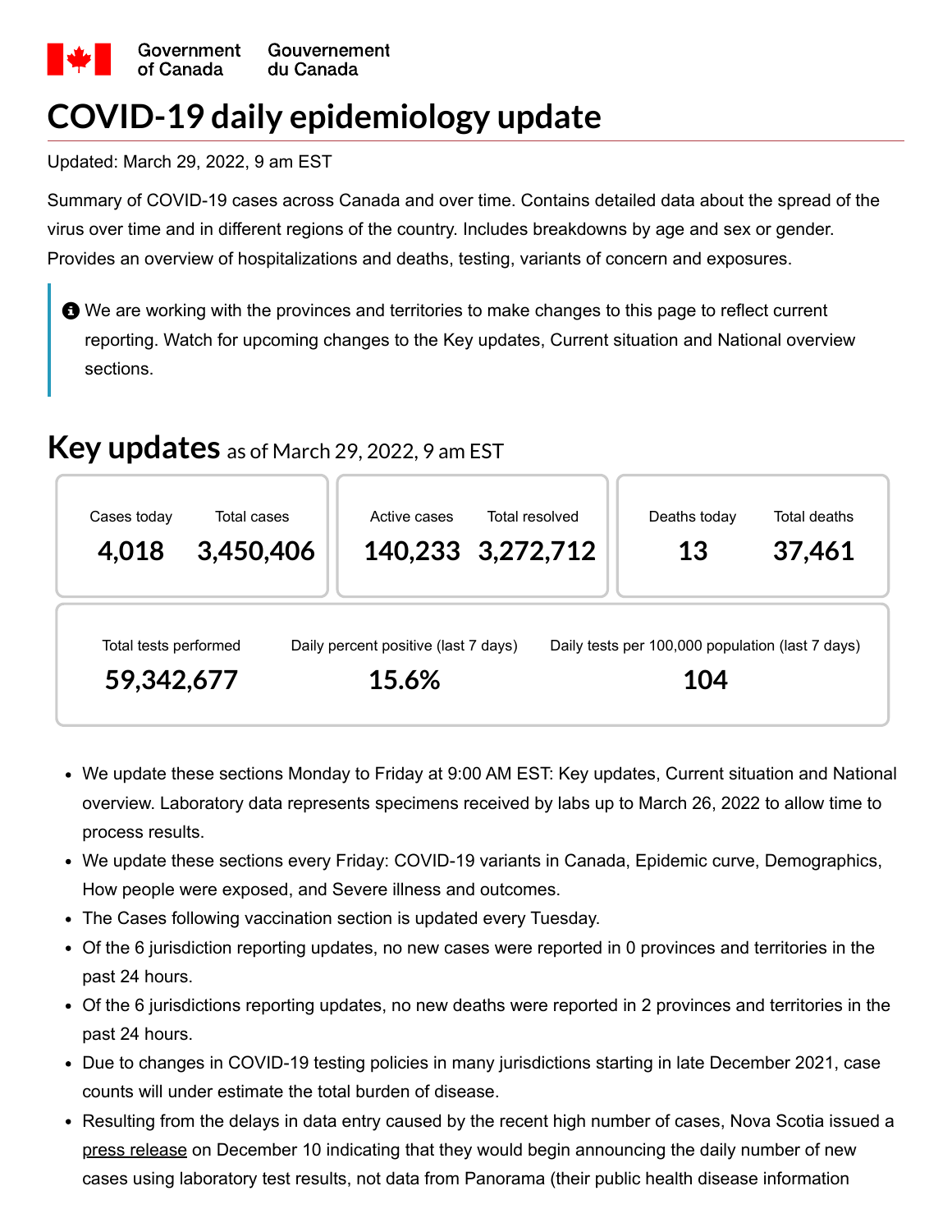Government of Canada Gouvernement du Canada

# COVID-19 daily epidemiology update

Updated: March 29, 2022, 9 am EST

Summary of COVID-19 cases across Canada and over time. Contains detailed data about the spread of the virus over time and in different regions of the country. Includes breakdowns by age and sex or gender. Provides an overview of hospitalizations and deaths, testing, variants of concern and exposures.

> We are working with the provinces and territories to make changes to this page to reflect current reporting. Watch for upcoming changes to the Key updates, Current situation and National overview sections.

## Key updates as of March 29, 2022, 9 am EST

| Cases today | Total cases | Active cases | Total resolved | Deaths today | Total deaths |
|---|---|---|---|---|---|
| **4,018** | **3,450,406** | **140,233** | **3,272,712** | **13** | **37,461** |

| Total tests performed | Daily percent positive (last 7 days) | Daily tests per 100,000 population (last 7 days) |
|---|---|---|
| **59,342,677** | **15.6%** | **104** |

- We update these sections Monday to Friday at 9:00 AM EST: Key updates, Current situation and National overview. Laboratory data represents specimens received by labs up to March 26, 2022 to allow time to process results.
- We update these sections every Friday: COVID-19 variants in Canada, Epidemic curve, Demographics, How people were exposed, and Severe illness and outcomes.
- The Cases following vaccination section is updated every Tuesday.
- Of the 6 jurisdiction reporting updates, no new cases were reported in 0 provinces and territories in the past 24 hours.
- Of the 6 jurisdictions reporting updates, no new deaths were reported in 2 provinces and territories in the past 24 hours.
- Due to changes in COVID-19 testing policies in many jurisdictions starting in late December 2021, case counts will under estimate the total burden of disease.
- Resulting from the delays in data entry caused by the recent high number of cases, Nova Scotia issued a press release on December 10 indicating that they would begin announcing the daily number of new cases using laboratory test results, not data from Panorama (their public health disease information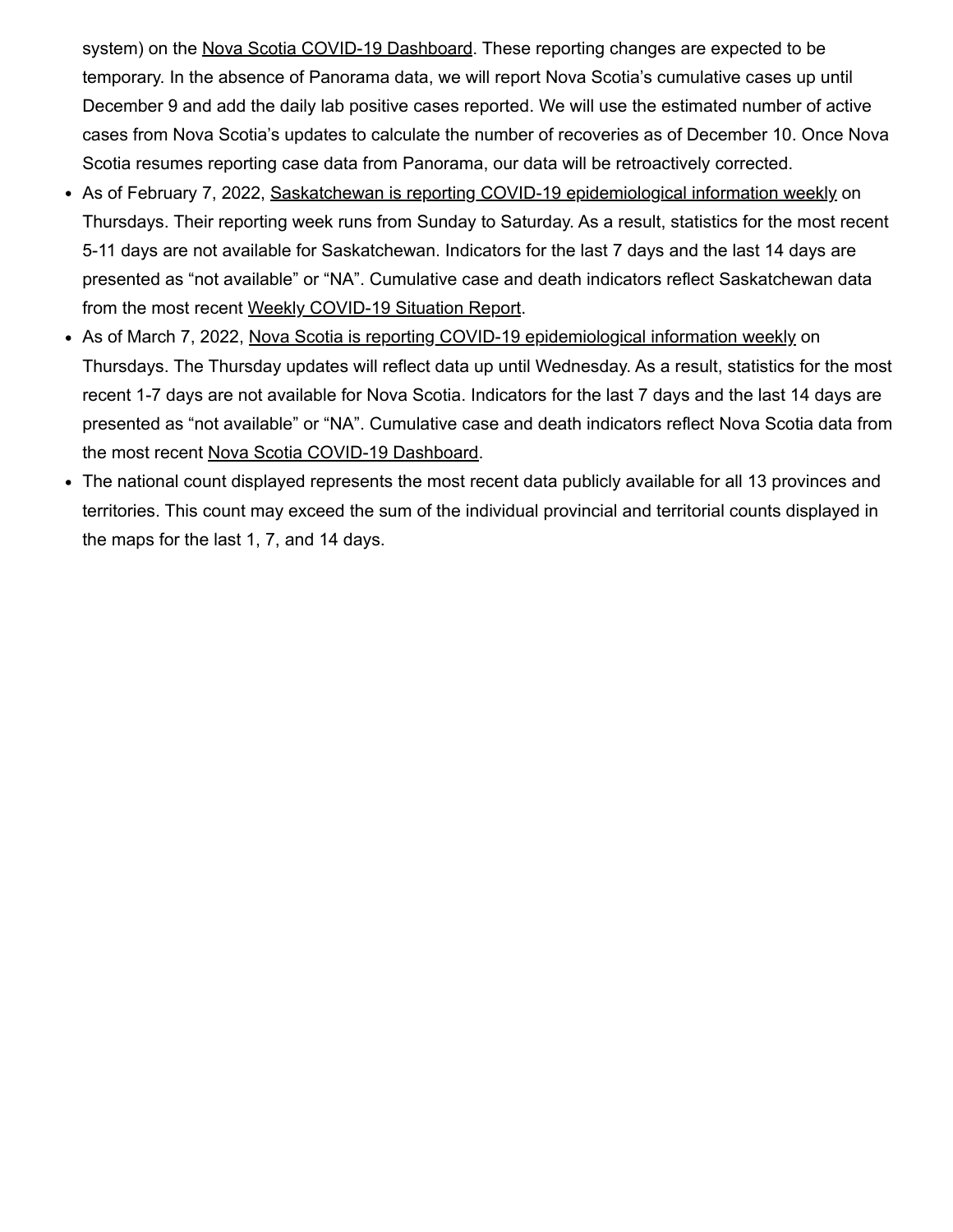system) on the Nova Scotia COVID-19 Dashboard. These reporting changes are expected to be temporary. In the absence of Panorama data, we will report Nova Scotia's cumulative cases up until December 9 and add the daily lab positive cases reported. We will use the estimated number of active cases from Nova Scotia's updates to calculate the number of recoveries as of December 10. Once Nova Scotia resumes reporting case data from Panorama, our data will be retroactively corrected.

- As of February 7, 2022, Saskatchewan is reporting COVID-19 epidemiological information weekly on Thursdays. Their reporting week runs from Sunday to Saturday. As a result, statistics for the most recent 5-11 days are not available for Saskatchewan. Indicators for the last 7 days and the last 14 days are presented as "not available" or "NA". Cumulative case and death indicators reflect Saskatchewan data from the most recent Weekly COVID-19 Situation Report.
- As of March 7, 2022, Nova Scotia is reporting COVID-19 epidemiological information weekly on Thursdays. The Thursday updates will reflect data up until Wednesday. As a result, statistics for the most recent 1-7 days are not available for Nova Scotia. Indicators for the last 7 days and the last 14 days are presented as "not available" or "NA". Cumulative case and death indicators reflect Nova Scotia data from the most recent Nova Scotia COVID-19 Dashboard.
- The national count displayed represents the most recent data publicly available for all 13 provinces and territories. This count may exceed the sum of the individual provincial and territorial counts displayed in the maps for the last 1, 7, and 14 days.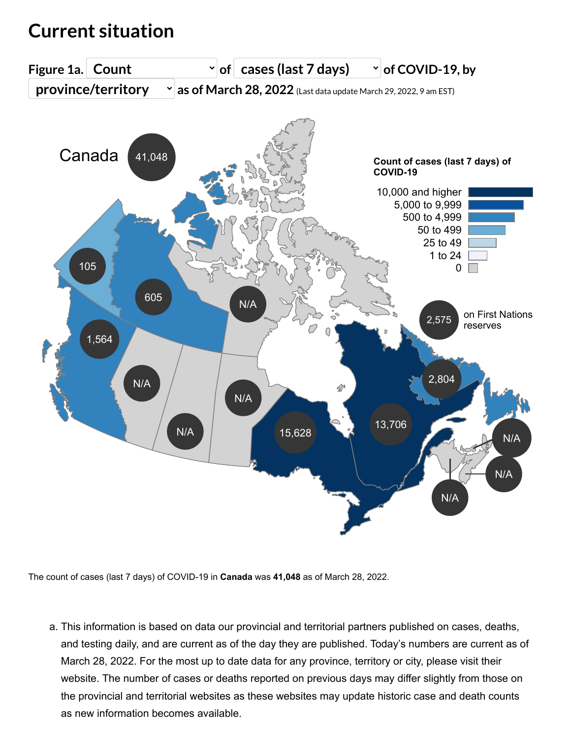# Current situation

**Figure 1a. Count of cases (last 7 days) of COVID-19, by province/territory as of March 28, 2022** (Last data update March 29, 2022, 9 am EST)

Canada 41,048

Count of cases (last 7 days) of COVID-19

- 10,000 and higher
- 5,000 to 9,999
- 500 to 4,999
- 50 to 499
- 25 to 49
- 1 to 24
- 0

105 | 605 | N/A | 1,564 | N/A | N/A | N/A | 15,628 | 13,706 | 2,804 | N/A | N/A | N/A

2,575 on First Nations reserves

The count of cases (last 7 days) of COVID-19 in **Canada** was **41,048** as of March 28, 2022.

a. This information is based on data our provincial and territorial partners published on cases, deaths, and testing daily, and are current as of the day they are published. Today's numbers are current as of March 28, 2022. For the most up to date data for any province, territory or city, please visit their website. The number of cases or deaths reported on previous days may differ slightly from those on the provincial and territorial websites as these websites may update historic case and death counts as new information becomes available.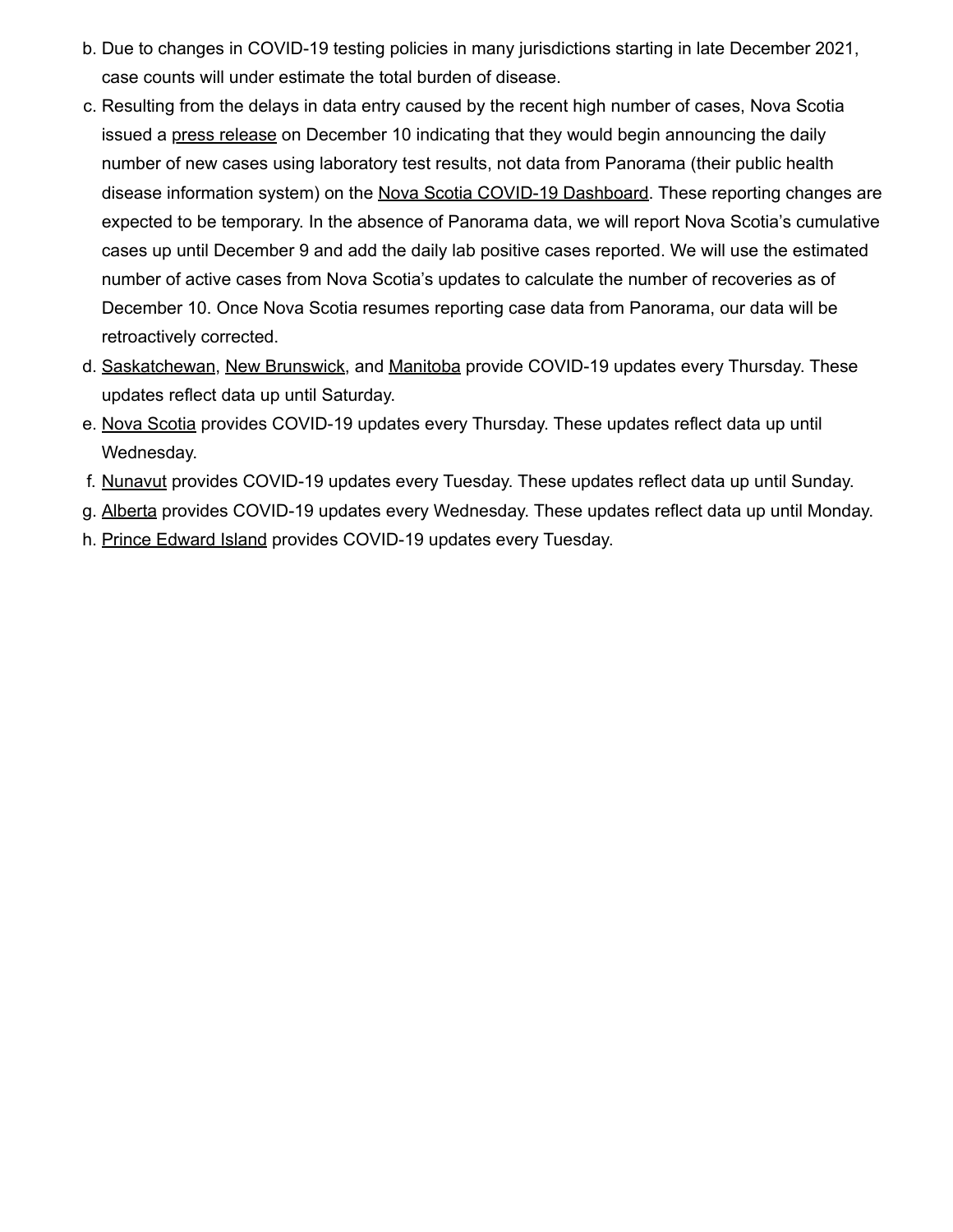b. Due to changes in COVID-19 testing policies in many jurisdictions starting in late December 2021, case counts will under estimate the total burden of disease.

c. Resulting from the delays in data entry caused by the recent high number of cases, Nova Scotia issued a press release on December 10 indicating that they would begin announcing the daily number of new cases using laboratory test results, not data from Panorama (their public health disease information system) on the Nova Scotia COVID-19 Dashboard. These reporting changes are expected to be temporary. In the absence of Panorama data, we will report Nova Scotia's cumulative cases up until December 9 and add the daily lab positive cases reported. We will use the estimated number of active cases from Nova Scotia's updates to calculate the number of recoveries as of December 10. Once Nova Scotia resumes reporting case data from Panorama, our data will be retroactively corrected.

d. Saskatchewan, New Brunswick, and Manitoba provide COVID-19 updates every Thursday. These updates reflect data up until Saturday.

e. Nova Scotia provides COVID-19 updates every Thursday. These updates reflect data up until Wednesday.

f. Nunavut provides COVID-19 updates every Tuesday. These updates reflect data up until Sunday.

g. Alberta provides COVID-19 updates every Wednesday. These updates reflect data up until Monday.

h. Prince Edward Island provides COVID-19 updates every Tuesday.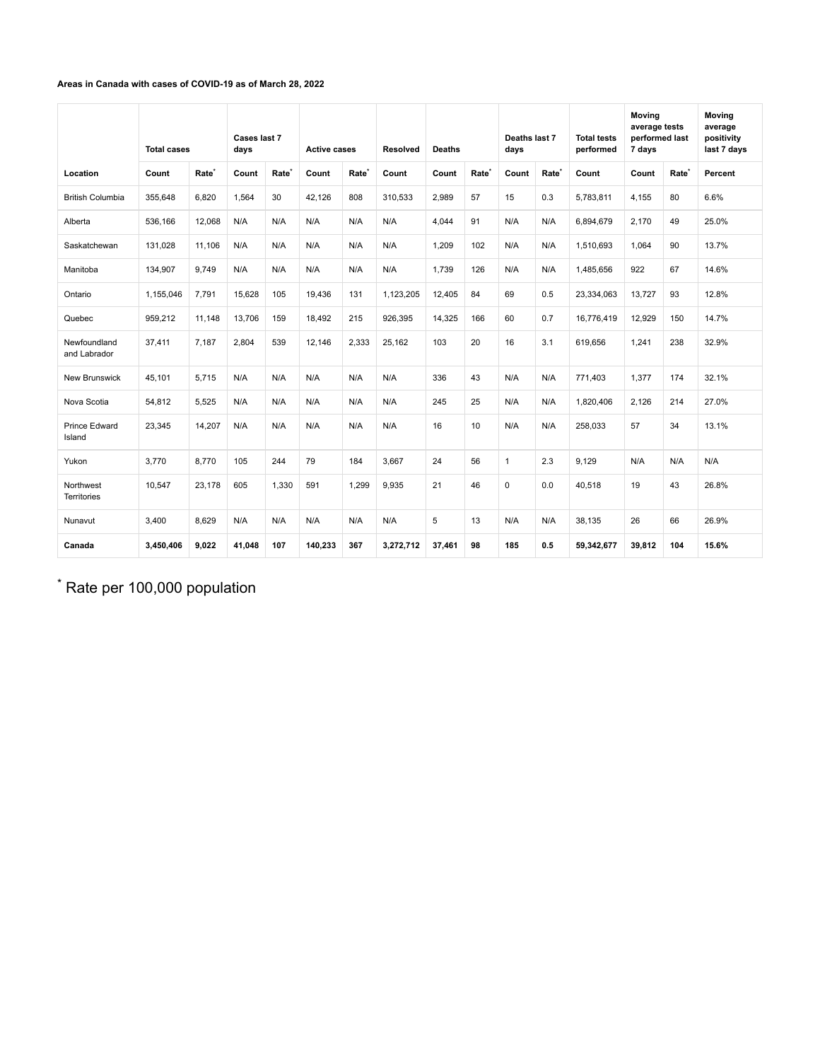**Areas in Canada with cases of COVID-19 as of March 28, 2022**

| | Total cases | | Cases last 7 days | | Active cases | | Resolved | Deaths | | Deaths last 7 days | | Total tests performed | Moving average tests performed last 7 days | | Moving average positivity last 7 days |
|---|---|---|---|---|---|---|---|---|---|---|---|---|---|---|---|
| Location | Count | Rate* | Count | Rate* | Count | Rate* | Count | Count | Rate* | Count | Rate* | Count | Count | Rate* | Percent |
| British Columbia | 355,648 | 6,820 | 1,564 | 30 | 42,126 | 808 | 310,533 | 2,989 | 57 | 15 | 0.3 | 5,783,811 | 4,155 | 80 | 6.6% |
| Alberta | 536,166 | 12,068 | N/A | N/A | N/A | N/A | N/A | 4,044 | 91 | N/A | N/A | 6,894,679 | 2,170 | 49 | 25.0% |
| Saskatchewan | 131,028 | 11,106 | N/A | N/A | N/A | N/A | N/A | 1,209 | 102 | N/A | N/A | 1,510,693 | 1,064 | 90 | 13.7% |
| Manitoba | 134,907 | 9,749 | N/A | N/A | N/A | N/A | N/A | 1,739 | 126 | N/A | N/A | 1,485,656 | 922 | 67 | 14.6% |
| Ontario | 1,155,046 | 7,791 | 15,628 | 105 | 19,436 | 131 | 1,123,205 | 12,405 | 84 | 69 | 0.5 | 23,334,063 | 13,727 | 93 | 12.8% |
| Quebec | 959,212 | 11,148 | 13,706 | 159 | 18,492 | 215 | 926,395 | 14,325 | 166 | 60 | 0.7 | 16,776,419 | 12,929 | 150 | 14.7% |
| Newfoundland and Labrador | 37,411 | 7,187 | 2,804 | 539 | 12,146 | 2,333 | 25,162 | 103 | 20 | 16 | 3.1 | 619,656 | 1,241 | 238 | 32.9% |
| New Brunswick | 45,101 | 5,715 | N/A | N/A | N/A | N/A | N/A | 336 | 43 | N/A | N/A | 771,403 | 1,377 | 174 | 32.1% |
| Nova Scotia | 54,812 | 5,525 | N/A | N/A | N/A | N/A | N/A | 245 | 25 | N/A | N/A | 1,820,406 | 2,126 | 214 | 27.0% |
| Prince Edward Island | 23,345 | 14,207 | N/A | N/A | N/A | N/A | N/A | 16 | 10 | N/A | N/A | 258,033 | 57 | 34 | 13.1% |
| Yukon | 3,770 | 8,770 | 105 | 244 | 79 | 184 | 3,667 | 24 | 56 | 1 | 2.3 | 9,129 | N/A | N/A | N/A |
| Northwest Territories | 10,547 | 23,178 | 605 | 1,330 | 591 | 1,299 | 9,935 | 21 | 46 | 0 | 0.0 | 40,518 | 19 | 43 | 26.8% |
| Nunavut | 3,400 | 8,629 | N/A | N/A | N/A | N/A | N/A | 5 | 13 | N/A | N/A | 38,135 | 26 | 66 | 26.9% |
| **Canada** | **3,450,406** | **9,022** | **41,048** | **107** | **140,233** | **367** | **3,272,712** | **37,461** | **98** | **185** | **0.5** | **59,342,677** | **39,812** | **104** | **15.6%** |

* Rate per 100,000 population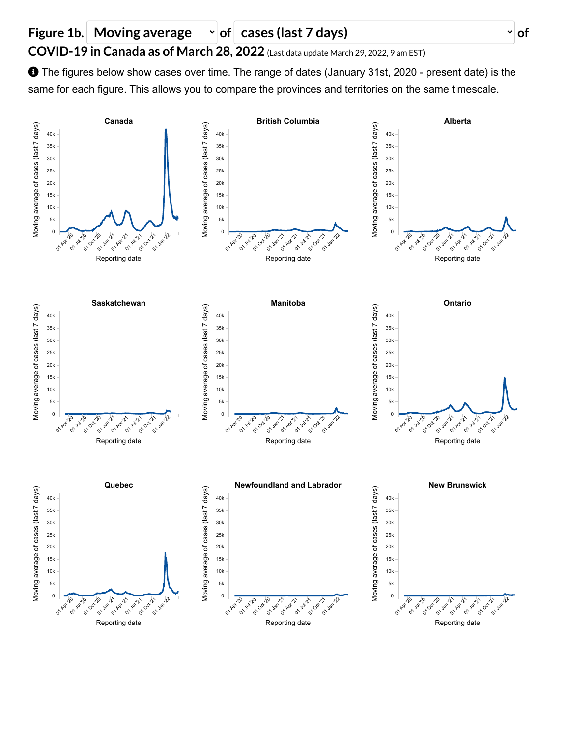## Figure 1b. Moving average of cases (last 7 days) of COVID-19 in Canada as of March 28, 2022 (Last data update March 29, 2022, 9 am EST)

The figures below show cases over time. The range of dates (January 31st, 2020 - present date) is the same for each figure. This allows you to compare the provinces and territories on the same timescale.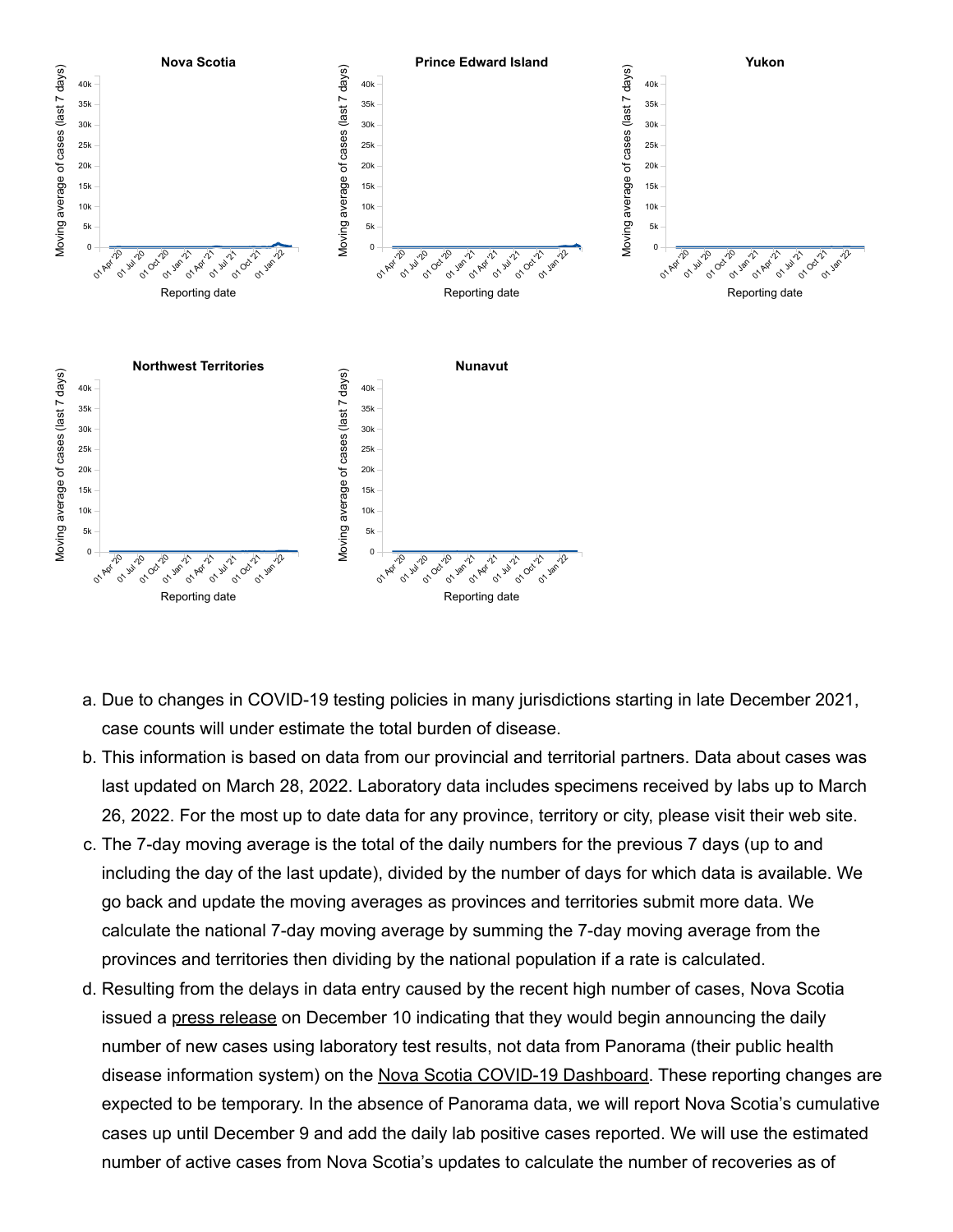a. Due to changes in COVID-19 testing policies in many jurisdictions starting in late December 2021, case counts will under estimate the total burden of disease.
b. This information is based on data from our provincial and territorial partners. Data about cases was last updated on March 28, 2022. Laboratory data includes specimens received by labs up to March 26, 2022. For the most up to date data for any province, territory or city, please visit their web site.
c. The 7-day moving average is the total of the daily numbers for the previous 7 days (up to and including the day of the last update), divided by the number of days for which data is available. We go back and update the moving averages as provinces and territories submit more data. We calculate the national 7-day moving average by summing the 7-day moving average from the provinces and territories then dividing by the national population if a rate is calculated.
d. Resulting from the delays in data entry caused by the recent high number of cases, Nova Scotia issued a press release on December 10 indicating that they would begin announcing the daily number of new cases using laboratory test results, not data from Panorama (their public health disease information system) on the Nova Scotia COVID-19 Dashboard. These reporting changes are expected to be temporary. In the absence of Panorama data, we will report Nova Scotia's cumulative cases up until December 9 and add the daily lab positive cases reported. We will use the estimated number of active cases from Nova Scotia's updates to calculate the number of recoveries as of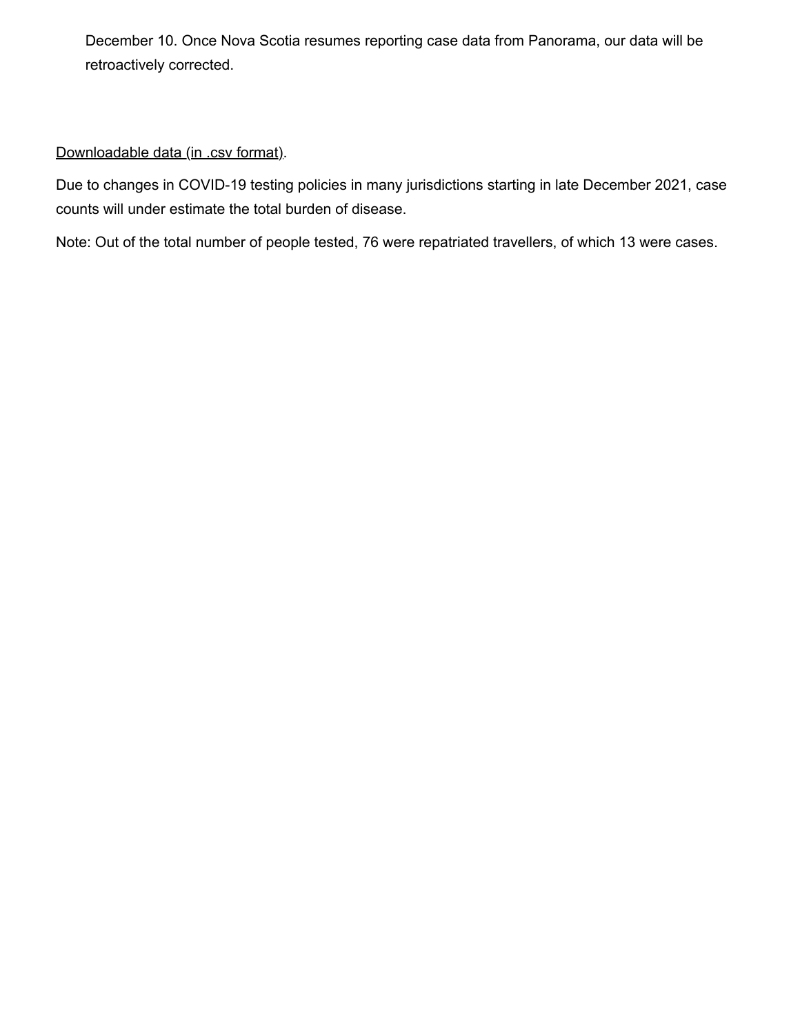December 10. Once Nova Scotia resumes reporting case data from Panorama, our data will be retroactively corrected.

Downloadable data (in .csv format).

Due to changes in COVID-19 testing policies in many jurisdictions starting in late December 2021, case counts will under estimate the total burden of disease.

Note: Out of the total number of people tested, 76 were repatriated travellers, of which 13 were cases.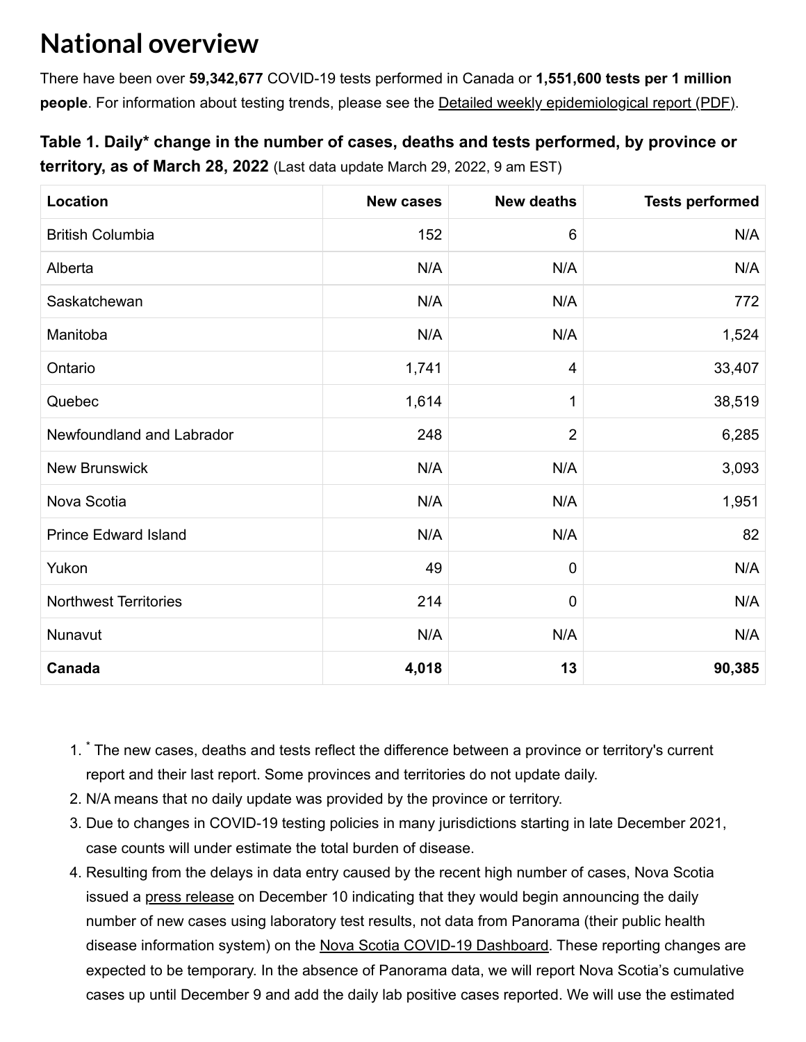# National overview

There have been over **59,342,677** COVID-19 tests performed in Canada or **1,551,600 tests per 1 million people**. For information about testing trends, please see the Detailed weekly epidemiological report (PDF).

**Table 1. Daily* change in the number of cases, deaths and tests performed, by province or territory, as of March 28, 2022** (Last data update March 29, 2022, 9 am EST)

| Location | New cases | New deaths | Tests performed |
|---|---|---|---|
| British Columbia | 152 | 6 | N/A |
| Alberta | N/A | N/A | N/A |
| Saskatchewan | N/A | N/A | 772 |
| Manitoba | N/A | N/A | 1,524 |
| Ontario | 1,741 | 4 | 33,407 |
| Quebec | 1,614 | 1 | 38,519 |
| Newfoundland and Labrador | 248 | 2 | 6,285 |
| New Brunswick | N/A | N/A | 3,093 |
| Nova Scotia | N/A | N/A | 1,951 |
| Prince Edward Island | N/A | N/A | 82 |
| Yukon | 49 | 0 | N/A |
| Northwest Territories | 214 | 0 | N/A |
| Nunavut | N/A | N/A | N/A |
| **Canada** | **4,018** | **13** | **90,385** |

1. * The new cases, deaths and tests reflect the difference between a province or territory's current report and their last report. Some provinces and territories do not update daily.
2. N/A means that no daily update was provided by the province or territory.
3. Due to changes in COVID-19 testing policies in many jurisdictions starting in late December 2021, case counts will under estimate the total burden of disease.
4. Resulting from the delays in data entry caused by the recent high number of cases, Nova Scotia issued a press release on December 10 indicating that they would begin announcing the daily number of new cases using laboratory test results, not data from Panorama (their public health disease information system) on the Nova Scotia COVID-19 Dashboard. These reporting changes are expected to be temporary. In the absence of Panorama data, we will report Nova Scotia's cumulative cases up until December 9 and add the daily lab positive cases reported. We will use the estimated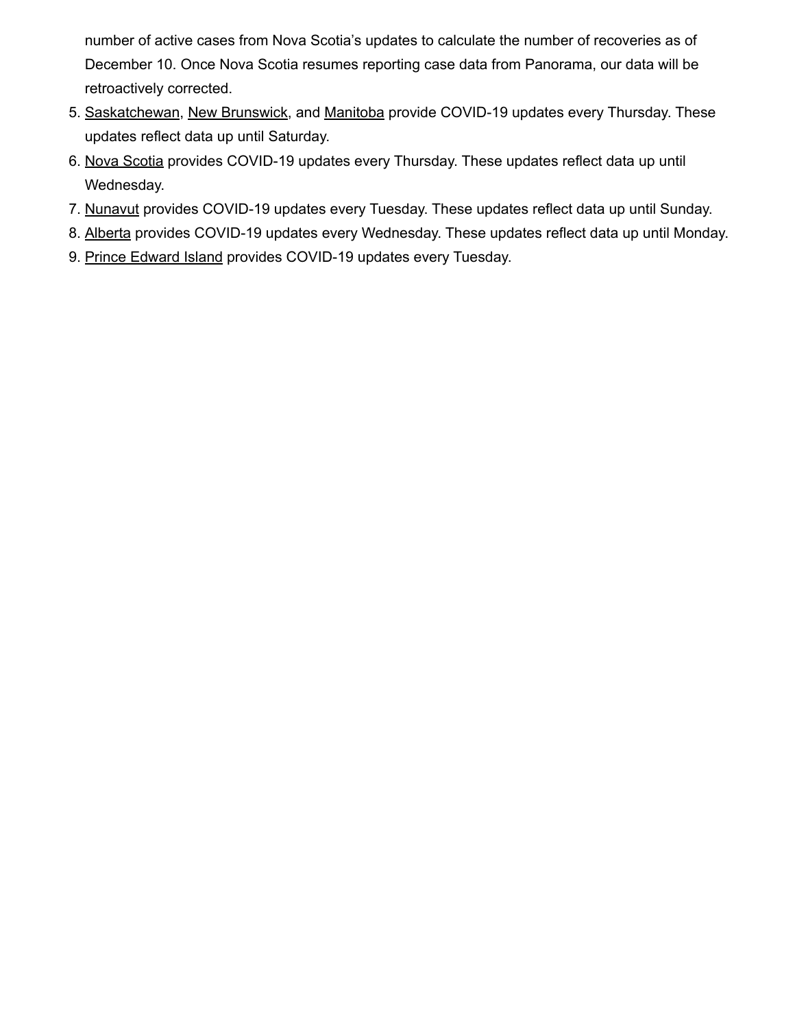number of active cases from Nova Scotia's updates to calculate the number of recoveries as of December 10. Once Nova Scotia resumes reporting case data from Panorama, our data will be retroactively corrected.

5. Saskatchewan, New Brunswick, and Manitoba provide COVID-19 updates every Thursday. These updates reflect data up until Saturday.
6. Nova Scotia provides COVID-19 updates every Thursday. These updates reflect data up until Wednesday.
7. Nunavut provides COVID-19 updates every Tuesday. These updates reflect data up until Sunday.
8. Alberta provides COVID-19 updates every Wednesday. These updates reflect data up until Monday.
9. Prince Edward Island provides COVID-19 updates every Tuesday.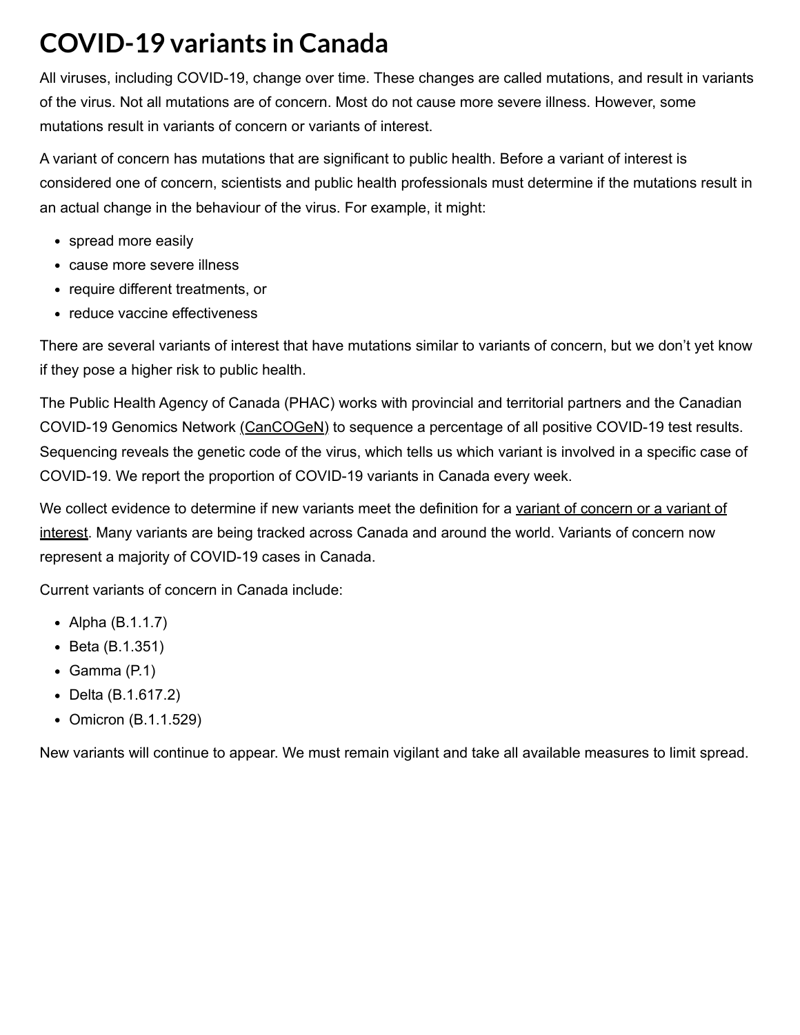# COVID-19 variants in Canada

All viruses, including COVID-19, change over time. These changes are called mutations, and result in variants of the virus. Not all mutations are of concern. Most do not cause more severe illness. However, some mutations result in variants of concern or variants of interest.

A variant of concern has mutations that are significant to public health. Before a variant of interest is considered one of concern, scientists and public health professionals must determine if the mutations result in an actual change in the behaviour of the virus. For example, it might:

- spread more easily
- cause more severe illness
- require different treatments, or
- reduce vaccine effectiveness

There are several variants of interest that have mutations similar to variants of concern, but we don't yet know if they pose a higher risk to public health.

The Public Health Agency of Canada (PHAC) works with provincial and territorial partners and the Canadian COVID-19 Genomics Network (CanCOGeN) to sequence a percentage of all positive COVID-19 test results. Sequencing reveals the genetic code of the virus, which tells us which variant is involved in a specific case of COVID-19. We report the proportion of COVID-19 variants in Canada every week.

We collect evidence to determine if new variants meet the definition for a variant of concern or a variant of interest. Many variants are being tracked across Canada and around the world. Variants of concern now represent a majority of COVID-19 cases in Canada.

Current variants of concern in Canada include:

- Alpha (B.1.1.7)
- Beta (B.1.351)
- Gamma (P.1)
- Delta (B.1.617.2)
- Omicron (B.1.1.529)

New variants will continue to appear. We must remain vigilant and take all available measures to limit spread.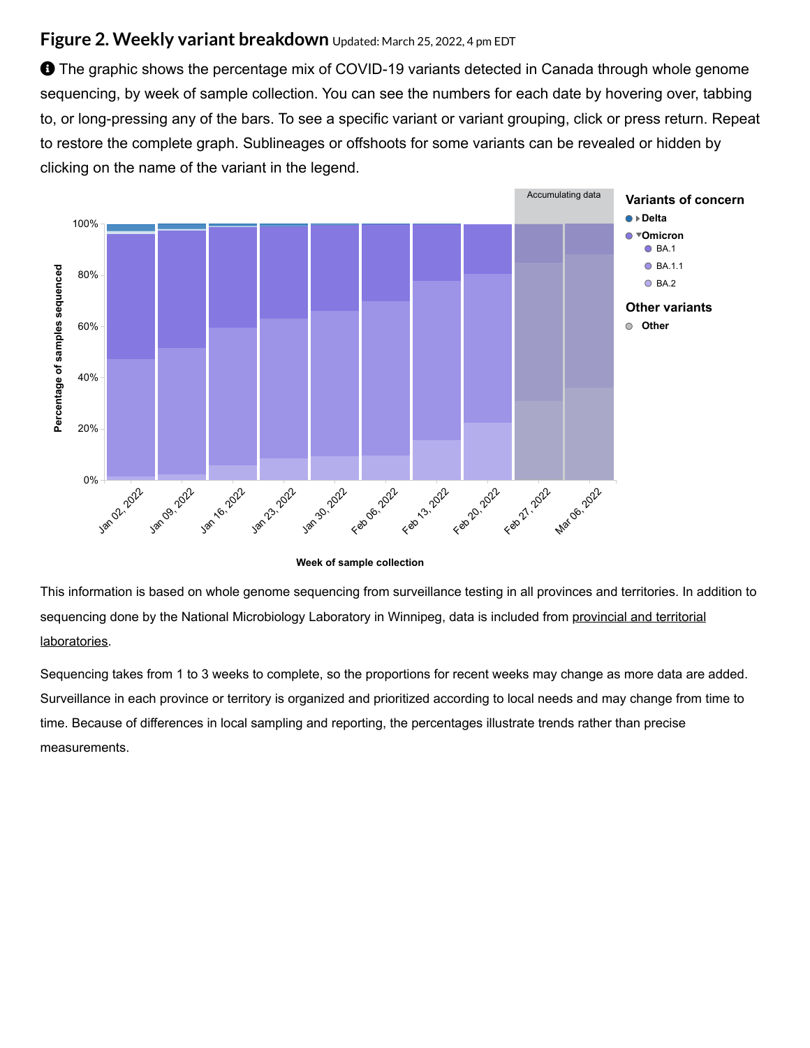## Figure 2. Weekly variant breakdown Updated: March 25, 2022, 4 pm EDT

The graphic shows the percentage mix of COVID-19 variants detected in Canada through whole genome sequencing, by week of sample collection. You can see the numbers for each date by hovering over, tabbing to, or long-pressing any of the bars. To see a specific variant or variant grouping, click or press return. Repeat to restore the complete graph. Sublineages or offshoots for some variants can be revealed or hidden by clicking on the name of the variant in the legend.

This information is based on whole genome sequencing from surveillance testing in all provinces and territories. In addition to sequencing done by the National Microbiology Laboratory in Winnipeg, data is included from provincial and territorial laboratories.

Sequencing takes from 1 to 3 weeks to complete, so the proportions for recent weeks may change as more data are added. Surveillance in each province or territory is organized and prioritized according to local needs and may change from time to time. Because of differences in local sampling and reporting, the percentages illustrate trends rather than precise measurements.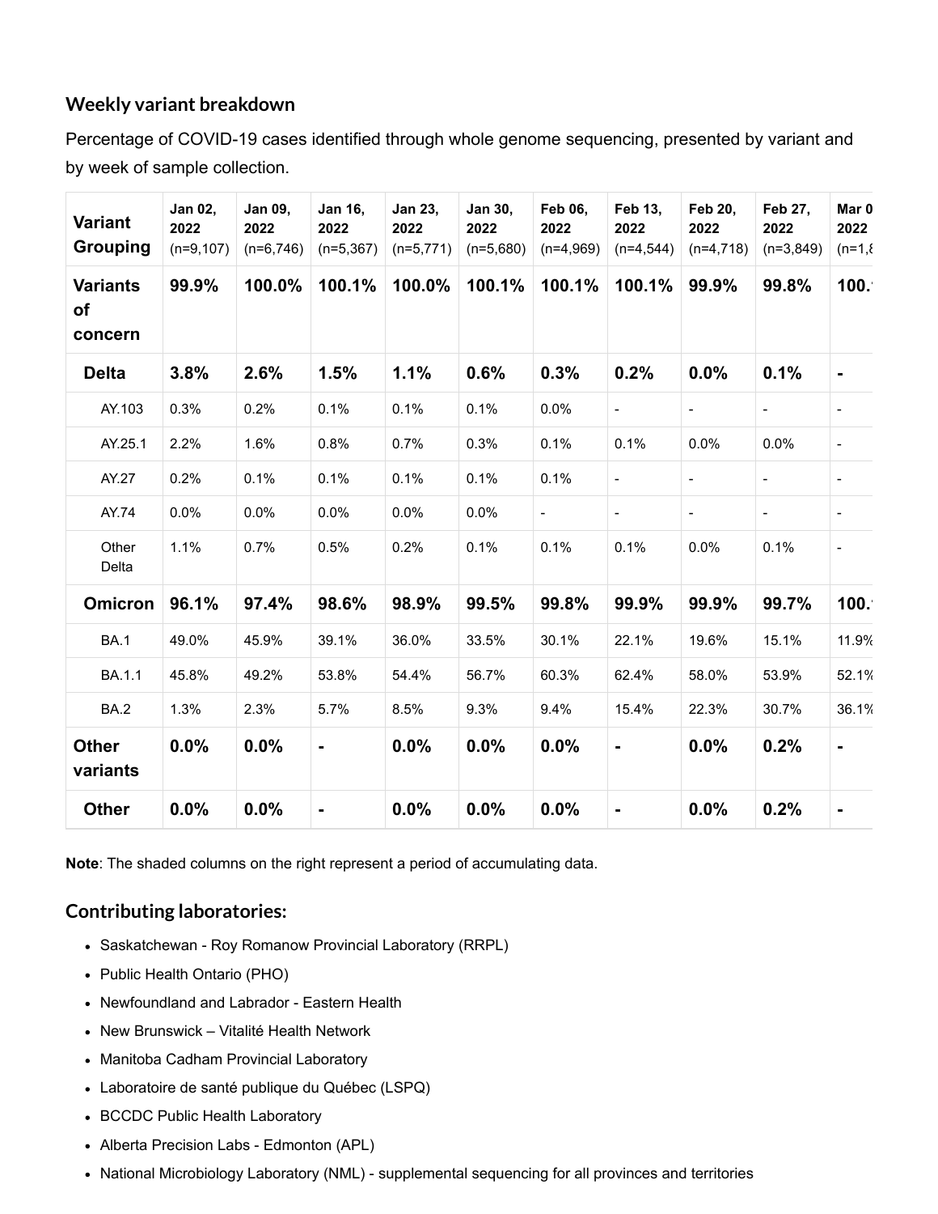### Weekly variant breakdown

Percentage of COVID-19 cases identified through whole genome sequencing, presented by variant and by week of sample collection.

| Variant Grouping | Jan 02, 2022 (n=9,107) | Jan 09, 2022 (n=6,746) | Jan 16, 2022 (n=5,367) | Jan 23, 2022 (n=5,771) | Jan 30, 2022 (n=5,680) | Feb 06, 2022 (n=4,969) | Feb 13, 2022 (n=4,544) | Feb 20, 2022 (n=4,718) | Feb 27, 2022 (n=3,849) | Mar 0 2022 (n=1,8 |
|---|---|---|---|---|---|---|---|---|---|---|
| **Variants of concern** | **99.9%** | **100.0%** | **100.1%** | **100.0%** | **100.1%** | **100.1%** | **100.1%** | **99.9%** | **99.8%** | **100.** |
| **Delta** | **3.8%** | **2.6%** | **1.5%** | **1.1%** | **0.6%** | **0.3%** | **0.2%** | **0.0%** | **0.1%** | **-** |
| AY.103 | 0.3% | 0.2% | 0.1% | 0.1% | 0.1% | 0.0% | - | - | - | - |
| AY.25.1 | 2.2% | 1.6% | 0.8% | 0.7% | 0.3% | 0.1% | 0.1% | 0.0% | 0.0% | - |
| AY.27 | 0.2% | 0.1% | 0.1% | 0.1% | 0.1% | 0.1% | - | - | - | - |
| AY.74 | 0.0% | 0.0% | 0.0% | 0.0% | 0.0% | - | - | - | - | - |
| Other Delta | 1.1% | 0.7% | 0.5% | 0.2% | 0.1% | 0.1% | 0.1% | 0.0% | 0.1% | - |
| **Omicron** | **96.1%** | **97.4%** | **98.6%** | **98.9%** | **99.5%** | **99.8%** | **99.9%** | **99.9%** | **99.7%** | **100.** |
| BA.1 | 49.0% | 45.9% | 39.1% | 36.0% | 33.5% | 30.1% | 22.1% | 19.6% | 15.1% | 11.9% |
| BA.1.1 | 45.8% | 49.2% | 53.8% | 54.4% | 56.7% | 60.3% | 62.4% | 58.0% | 53.9% | 52.1% |
| BA.2 | 1.3% | 2.3% | 5.7% | 8.5% | 9.3% | 9.4% | 15.4% | 22.3% | 30.7% | 36.1% |
| **Other variants** | **0.0%** | **0.0%** | **-** | **0.0%** | **0.0%** | **0.0%** | **-** | **0.0%** | **0.2%** | **-** |
| **Other** | **0.0%** | **0.0%** | **-** | **0.0%** | **0.0%** | **0.0%** | **-** | **0.0%** | **0.2%** | **-** |

**Note**: The shaded columns on the right represent a period of accumulating data.

### Contributing laboratories:

- Saskatchewan - Roy Romanow Provincial Laboratory (RRPL)
- Public Health Ontario (PHO)
- Newfoundland and Labrador - Eastern Health
- New Brunswick – Vitalité Health Network
- Manitoba Cadham Provincial Laboratory
- Laboratoire de santé publique du Québec (LSPQ)
- BCCDC Public Health Laboratory
- Alberta Precision Labs - Edmonton (APL)
- National Microbiology Laboratory (NML) - supplemental sequencing for all provinces and territories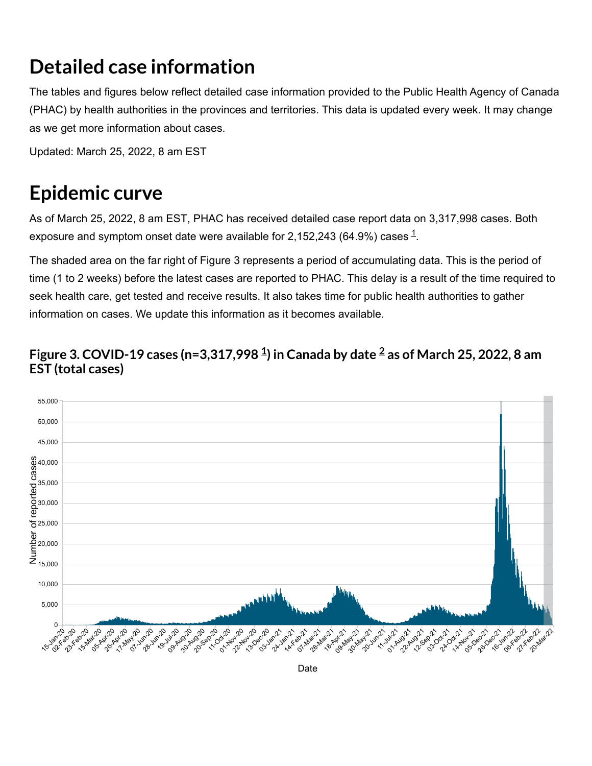# Detailed case information

The tables and figures below reflect detailed case information provided to the Public Health Agency of Canada (PHAC) by health authorities in the provinces and territories. This data is updated every week. It may change as we get more information about cases.

Updated: March 25, 2022, 8 am EST

# Epidemic curve

As of March 25, 2022, 8 am EST, PHAC has received detailed case report data on 3,317,998 cases. Both exposure and symptom onset date were available for 2,152,243 (64.9%) cases [1].

The shaded area on the far right of Figure 3 represents a period of accumulating data. This is the period of time (1 to 2 weeks) before the latest cases are reported to PHAC. This delay is a result of the time required to seek health care, get tested and receive results. It also takes time for public health authorities to gather information on cases. We update this information as it becomes available.

### Figure 3. COVID-19 cases (n=3,317,998 [1]) in Canada by date [2] as of March 25, 2022, 8 am EST (total cases)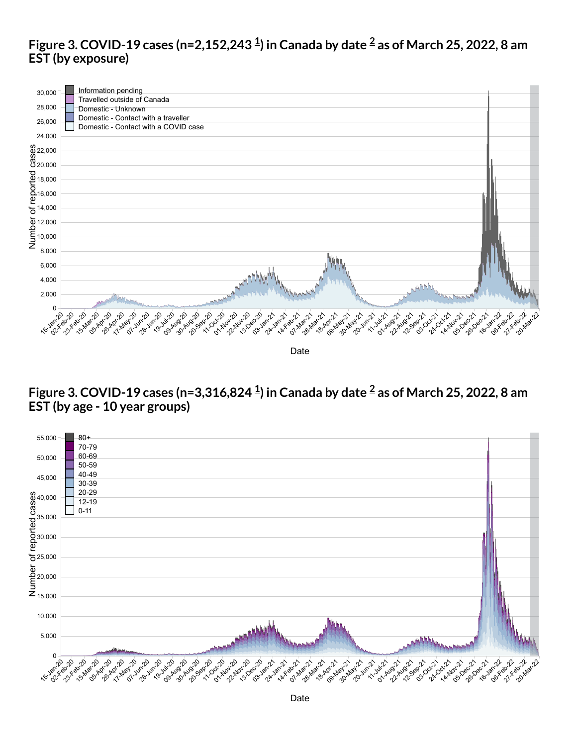**Figure 3. COVID-19 cases (n=2,152,243 [1]) in Canada by date [2] as of March 25, 2022, 8 am EST (by exposure)**

**Figure 3. COVID-19 cases (n=3,316,824 [1]) in Canada by date [2] as of March 25, 2022, 8 am EST (by age - 10 year groups)**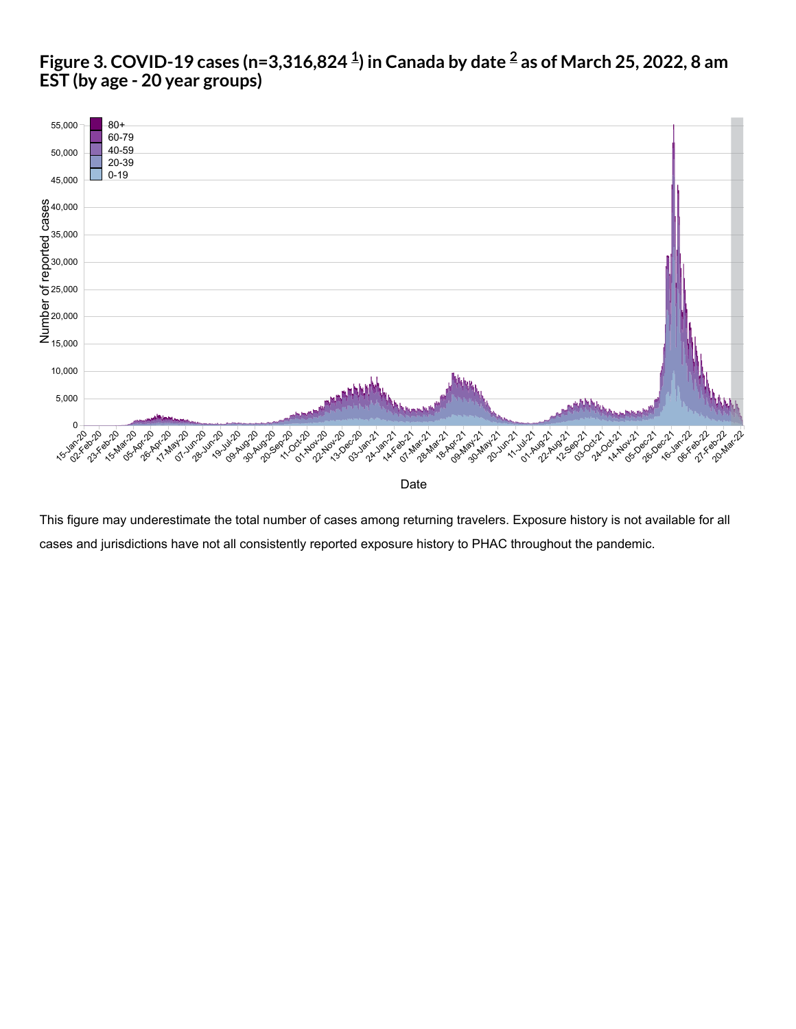## Figure 3. COVID-19 cases (n=3,316,824 [1]) in Canada by date [2] as of March 25, 2022, 8 am EST (by age - 20 year groups)

This figure may underestimate the total number of cases among returning travelers. Exposure history is not available for all cases and jurisdictions have not all consistently reported exposure history to PHAC throughout the pandemic.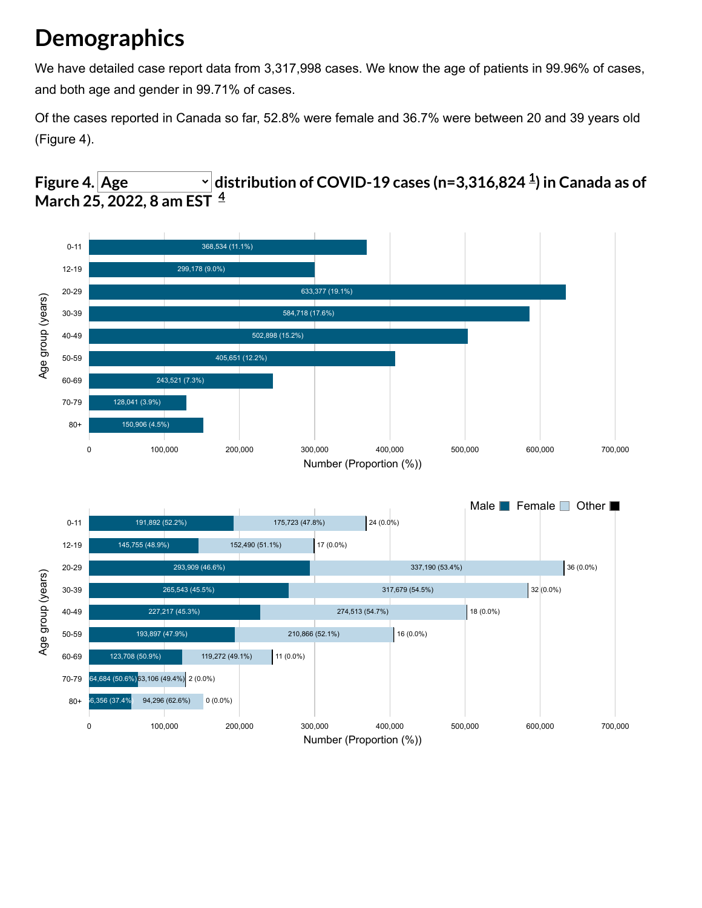# Demographics

We have detailed case report data from 3,317,998 cases. We know the age of patients in 99.96% of cases, and both age and gender in 99.71% of cases.

Of the cases reported in Canada so far, 52.8% were female and 36.7% were between 20 and 39 years old (Figure 4).

## Figure 4. Age distribution of COVID-19 cases (n=3,316,824 [1]) in Canada as of March 25, 2022, 8 am EST [4]

| Age group (years) | Number (Proportion (%)) |
|---|---|
| 0-11 | 368,534 (11.1%) |
| 12-19 | 299,178 (9.0%) |
| 20-29 | 633,377 (19.1%) |
| 30-39 | 584,718 (17.6%) |
| 40-49 | 502,898 (15.2%) |
| 50-59 | 405,651 (12.2%) |
| 60-69 | 243,521 (7.3%) |
| 70-79 | 128,041 (3.9%) |
| 80+ | 150,906 (4.5%) |

| Age group (years) | Male | Female | Other |
|---|---|---|---|
| 0-11 | 191,892 (52.2%) | 175,723 (47.8%) | 24 (0.0%) |
| 12-19 | 145,755 (48.9%) | 152,490 (51.1%) | 17 (0.0%) |
| 20-29 | 293,909 (46.6%) | 337,190 (53.4%) | 36 (0.0%) |
| 30-39 | 265,543 (45.5%) | 317,679 (54.5%) | 32 (0.0%) |
| 40-49 | 227,217 (45.3%) | 274,513 (54.7%) | 18 (0.0%) |
| 50-59 | 193,897 (47.9%) | 210,866 (52.1%) | 16 (0.0%) |
| 60-69 | 123,708 (50.9%) | 119,272 (49.1%) | 11 (0.0%) |
| 70-79 | 64,684 (50.6%) | 63,106 (49.4%) | 2 (0.0%) |
| 80+ | 56,356 (37.4%) | 94,296 (62.6%) | 0 (0.0%) |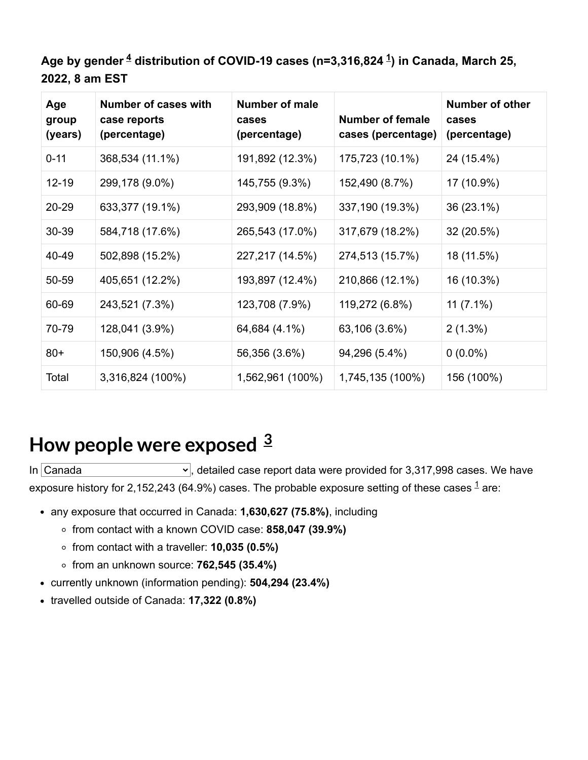**Age by gender [4] distribution of COVID-19 cases (n=3,316,824 [1]) in Canada, March 25, 2022, 8 am EST**

| Age group (years) | Number of cases with case reports (percentage) | Number of male cases (percentage) | Number of female cases (percentage) | Number of other cases (percentage) |
|---|---|---|---|---|
| 0-11 | 368,534 (11.1%) | 191,892 (12.3%) | 175,723 (10.1%) | 24 (15.4%) |
| 12-19 | 299,178 (9.0%) | 145,755 (9.3%) | 152,490 (8.7%) | 17 (10.9%) |
| 20-29 | 633,377 (19.1%) | 293,909 (18.8%) | 337,190 (19.3%) | 36 (23.1%) |
| 30-39 | 584,718 (17.6%) | 265,543 (17.0%) | 317,679 (18.2%) | 32 (20.5%) |
| 40-49 | 502,898 (15.2%) | 227,217 (14.5%) | 274,513 (15.7%) | 18 (11.5%) |
| 50-59 | 405,651 (12.2%) | 193,897 (12.4%) | 210,866 (12.1%) | 16 (10.3%) |
| 60-69 | 243,521 (7.3%) | 123,708 (7.9%) | 119,272 (6.8%) | 11 (7.1%) |
| 70-79 | 128,041 (3.9%) | 64,684 (4.1%) | 63,106 (3.6%) | 2 (1.3%) |
| 80+ | 150,906 (4.5%) | 56,356 (3.6%) | 94,296 (5.4%) | 0 (0.0%) |
| Total | 3,316,824 (100%) | 1,562,961 (100%) | 1,745,135 (100%) | 156 (100%) |

## How people were exposed [3]

In Canada, detailed case report data were provided for 3,317,998 cases. We have exposure history for 2,152,243 (64.9%) cases. The probable exposure setting of these cases [1] are:

- any exposure that occurred in Canada: **1,630,627 (75.8%)**, including
  - from contact with a known COVID case: **858,047 (39.9%)**
  - from contact with a traveller: **10,035 (0.5%)**
  - from an unknown source: **762,545 (35.4%)**
- currently unknown (information pending): **504,294 (23.4%)**
- travelled outside of Canada: **17,322 (0.8%)**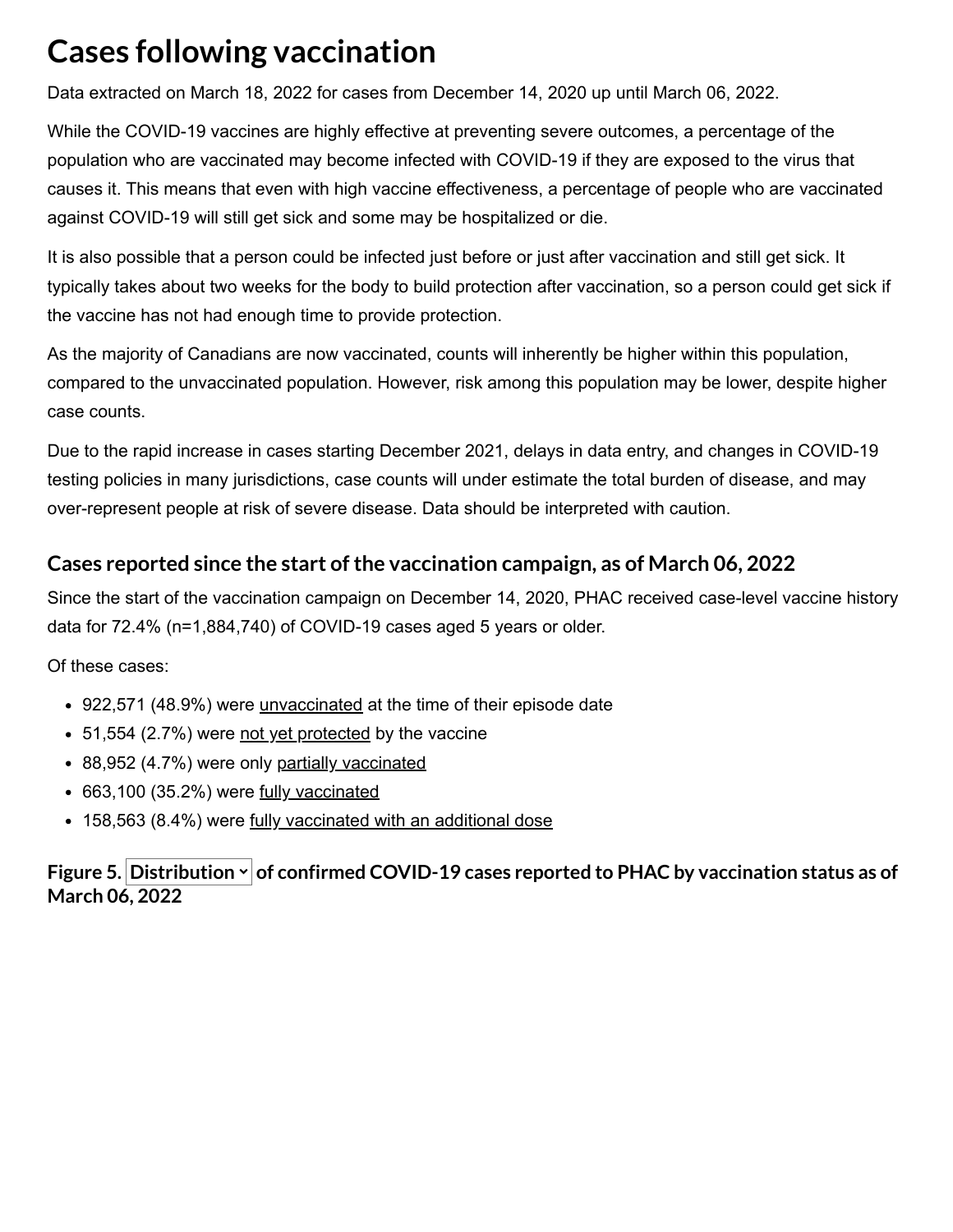# Cases following vaccination

Data extracted on March 18, 2022 for cases from December 14, 2020 up until March 06, 2022.

While the COVID-19 vaccines are highly effective at preventing severe outcomes, a percentage of the population who are vaccinated may become infected with COVID-19 if they are exposed to the virus that causes it. This means that even with high vaccine effectiveness, a percentage of people who are vaccinated against COVID-19 will still get sick and some may be hospitalized or die.

It is also possible that a person could be infected just before or just after vaccination and still get sick. It typically takes about two weeks for the body to build protection after vaccination, so a person could get sick if the vaccine has not had enough time to provide protection.

As the majority of Canadians are now vaccinated, counts will inherently be higher within this population, compared to the unvaccinated population. However, risk among this population may be lower, despite higher case counts.

Due to the rapid increase in cases starting December 2021, delays in data entry, and changes in COVID-19 testing policies in many jurisdictions, case counts will under estimate the total burden of disease, and may over-represent people at risk of severe disease. Data should be interpreted with caution.

## Cases reported since the start of the vaccination campaign, as of March 06, 2022

Since the start of the vaccination campaign on December 14, 2020, PHAC received case-level vaccine history data for 72.4% (n=1,884,740) of COVID-19 cases aged 5 years or older.

Of these cases:

- 922,571 (48.9%) were unvaccinated at the time of their episode date
- 51,554 (2.7%) were not yet protected by the vaccine
- 88,952 (4.7%) were only partially vaccinated
- 663,100 (35.2%) were fully vaccinated
- 158,563 (8.4%) were fully vaccinated with an additional dose

**Figure 5. Distribution of confirmed COVID-19 cases reported to PHAC by vaccination status as of March 06, 2022**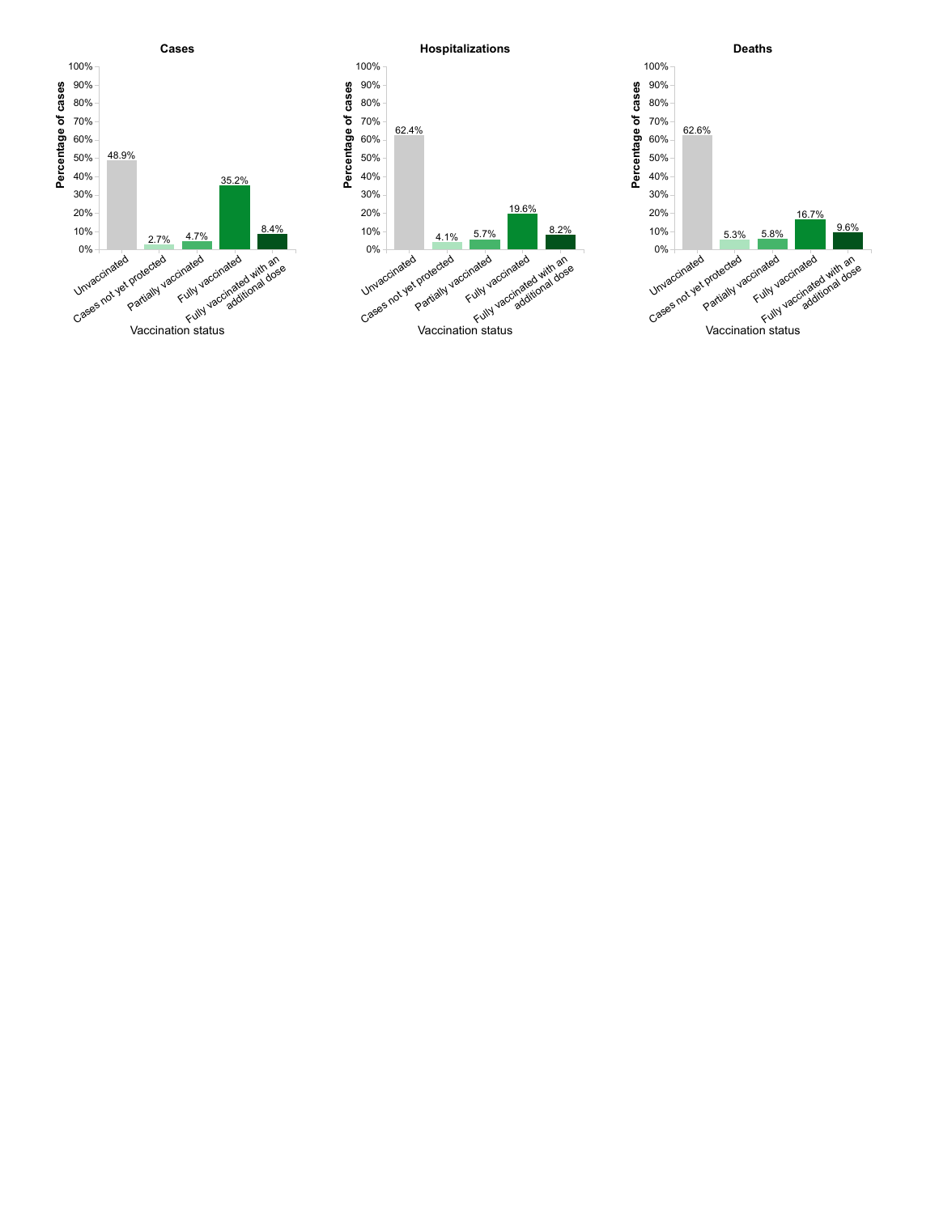**Cases**

| Vaccination status | Percentage of cases |
| --- | --- |
| Unvaccinated | 48.9% |
| Cases not yet protected | 2.7% |
| Partially vaccinated | 4.7% |
| Fully vaccinated | 35.2% |
| Fully vaccinated with an additional dose | 8.4% |

**Hospitalizations**

| Vaccination status | Percentage of cases |
| --- | --- |
| Unvaccinated | 62.4% |
| Cases not yet protected | 4.1% |
| Partially vaccinated | 5.7% |
| Fully vaccinated | 19.6% |
| Fully vaccinated with an additional dose | 8.2% |

**Deaths**

| Vaccination status | Percentage of cases |
| --- | --- |
| Unvaccinated | 62.6% |
| Cases not yet protected | 5.3% |
| Partially vaccinated | 5.8% |
| Fully vaccinated | 16.7% |
| Fully vaccinated with an additional dose | 9.6% |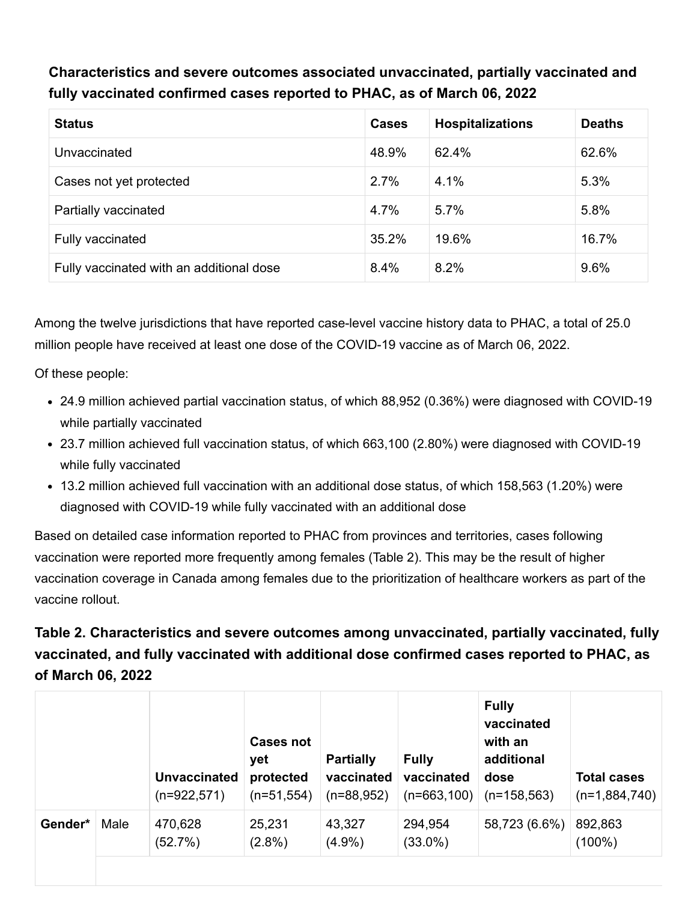**Characteristics and severe outcomes associated unvaccinated, partially vaccinated and fully vaccinated confirmed cases reported to PHAC, as of March 06, 2022**

| Status | Cases | Hospitalizations | Deaths |
|---|---|---|---|
| Unvaccinated | 48.9% | 62.4% | 62.6% |
| Cases not yet protected | 2.7% | 4.1% | 5.3% |
| Partially vaccinated | 4.7% | 5.7% | 5.8% |
| Fully vaccinated | 35.2% | 19.6% | 16.7% |
| Fully vaccinated with an additional dose | 8.4% | 8.2% | 9.6% |

Among the twelve jurisdictions that have reported case-level vaccine history data to PHAC, a total of 25.0 million people have received at least one dose of the COVID-19 vaccine as of March 06, 2022.

Of these people:

- 24.9 million achieved partial vaccination status, of which 88,952 (0.36%) were diagnosed with COVID-19 while partially vaccinated
- 23.7 million achieved full vaccination status, of which 663,100 (2.80%) were diagnosed with COVID-19 while fully vaccinated
- 13.2 million achieved full vaccination with an additional dose status, of which 158,563 (1.20%) were diagnosed with COVID-19 while fully vaccinated with an additional dose

Based on detailed case information reported to PHAC from provinces and territories, cases following vaccination were reported more frequently among females (Table 2). This may be the result of higher vaccination coverage in Canada among females due to the prioritization of healthcare workers as part of the vaccine rollout.

## Table 2. Characteristics and severe outcomes among unvaccinated, partially vaccinated, fully vaccinated, and fully vaccinated with additional dose confirmed cases reported to PHAC, as of March 06, 2022

| | | Unvaccinated (n=922,571) | Cases not yet protected (n=51,554) | Partially vaccinated (n=88,952) | Fully vaccinated (n=663,100) | Fully vaccinated with an additional dose (n=158,563) | Total cases (n=1,884,740) |
|---|---|---|---|---|---|---|---|
| Gender* | Male | 470,628 (52.7%) | 25,231 (2.8%) | 43,327 (4.9%) | 294,954 (33.0%) | 58,723 (6.6%) | 892,863 (100%) |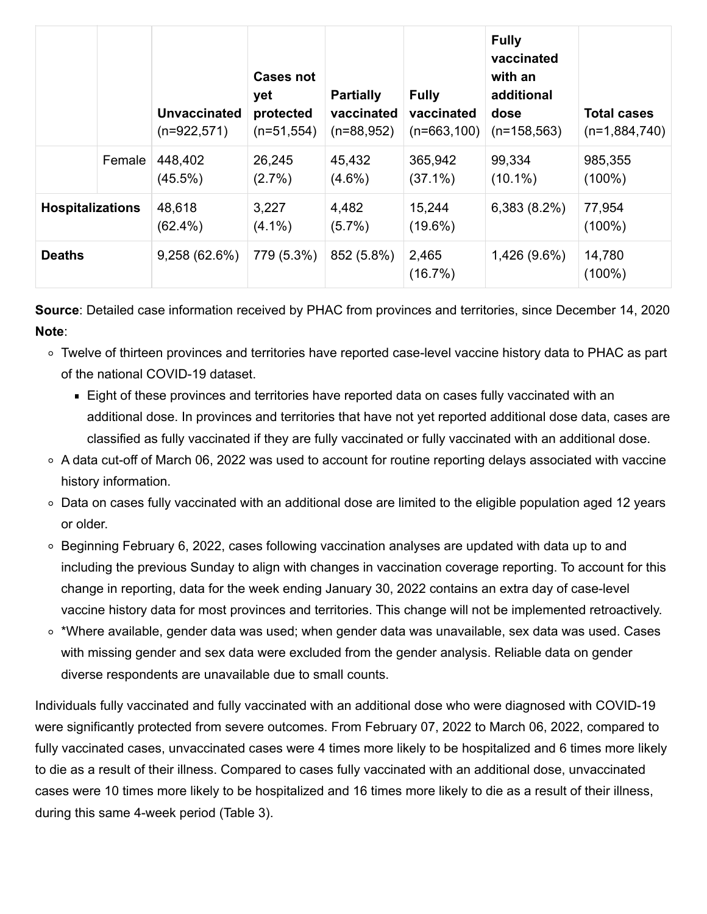| | | Unvaccinated (n=922,571) | Cases not yet protected (n=51,554) | Partially vaccinated (n=88,952) | Fully vaccinated (n=663,100) | Fully vaccinated with an additional dose (n=158,563) | Total cases (n=1,884,740) |
|---|---|---|---|---|---|---|---|
| | Female | 448,402 (45.5%) | 26,245 (2.7%) | 45,432 (4.6%) | 365,942 (37.1%) | 99,334 (10.1%) | 985,355 (100%) |
| **Hospitalizations** | | 48,618 (62.4%) | 3,227 (4.1%) | 4,482 (5.7%) | 15,244 (19.6%) | 6,383 (8.2%) | 77,954 (100%) |
| **Deaths** | | 9,258 (62.6%) | 779 (5.3%) | 852 (5.8%) | 2,465 (16.7%) | 1,426 (9.6%) | 14,780 (100%) |

**Source**: Detailed case information received by PHAC from provinces and territories, since December 14, 2020

**Note**:

- Twelve of thirteen provinces and territories have reported case-level vaccine history data to PHAC as part of the national COVID-19 dataset.
  - Eight of these provinces and territories have reported data on cases fully vaccinated with an additional dose. In provinces and territories that have not yet reported additional dose data, cases are classified as fully vaccinated if they are fully vaccinated or fully vaccinated with an additional dose.
- A data cut-off of March 06, 2022 was used to account for routine reporting delays associated with vaccine history information.
- Data on cases fully vaccinated with an additional dose are limited to the eligible population aged 12 years or older.
- Beginning February 6, 2022, cases following vaccination analyses are updated with data up to and including the previous Sunday to align with changes in vaccination coverage reporting. To account for this change in reporting, data for the week ending January 30, 2022 contains an extra day of case-level vaccine history data for most provinces and territories. This change will not be implemented retroactively.
- *Where available, gender data was used; when gender data was unavailable, sex data was used. Cases with missing gender and sex data were excluded from the gender analysis. Reliable data on gender diverse respondents are unavailable due to small counts.

Individuals fully vaccinated and fully vaccinated with an additional dose who were diagnosed with COVID-19 were significantly protected from severe outcomes. From February 07, 2022 to March 06, 2022, compared to fully vaccinated cases, unvaccinated cases were 4 times more likely to be hospitalized and 6 times more likely to die as a result of their illness. Compared to cases fully vaccinated with an additional dose, unvaccinated cases were 10 times more likely to be hospitalized and 16 times more likely to die as a result of their illness, during this same 4-week period (Table 3).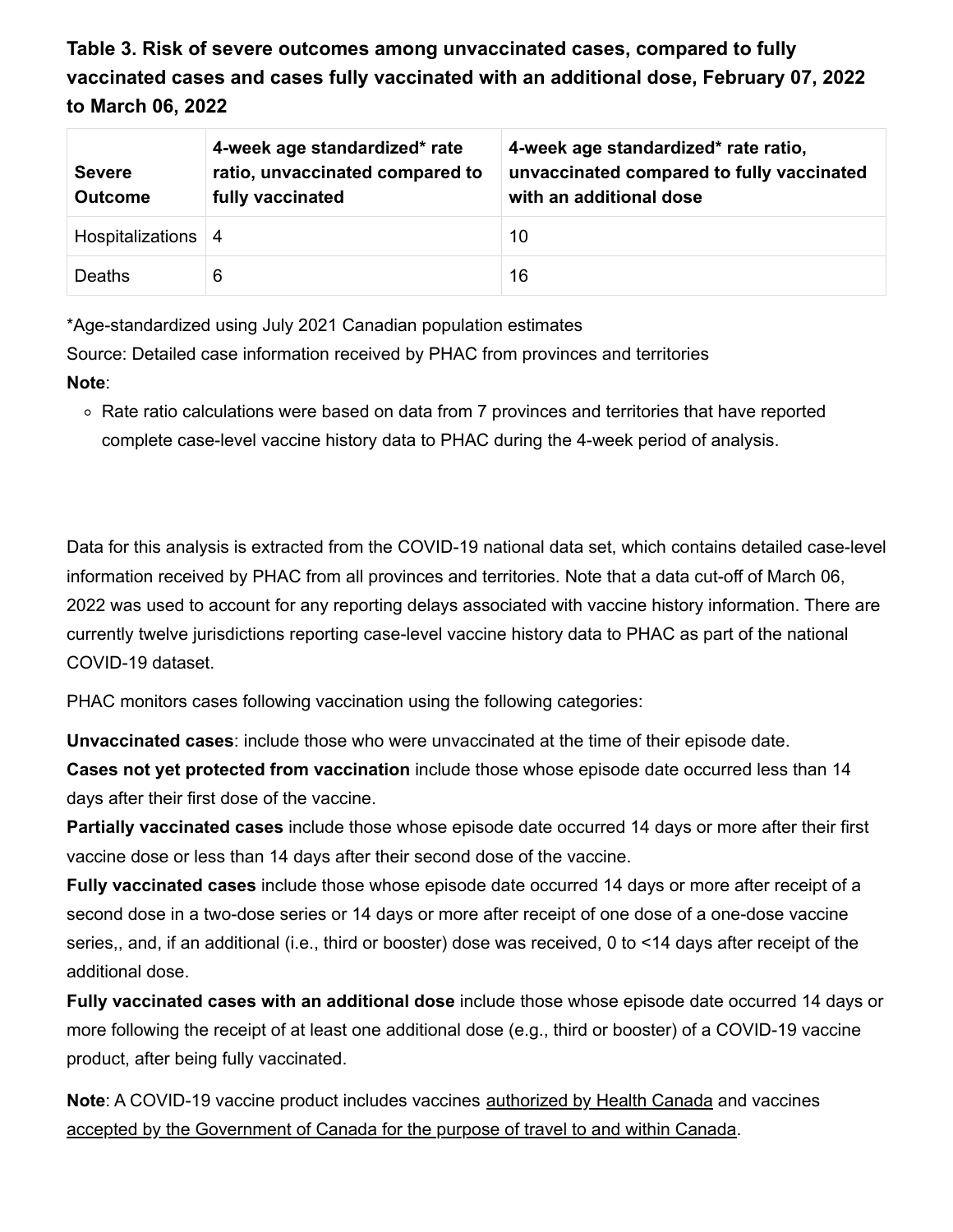**Table 3. Risk of severe outcomes among unvaccinated cases, compared to fully vaccinated cases and cases fully vaccinated with an additional dose, February 07, 2022 to March 06, 2022**

| Severe Outcome | 4-week age standardized* rate ratio, unvaccinated compared to fully vaccinated | 4-week age standardized* rate ratio, unvaccinated compared to fully vaccinated with an additional dose |
| --- | --- | --- |
| Hospitalizations | 4 | 10 |
| Deaths | 6 | 16 |

*Age-standardized using July 2021 Canadian population estimates

Source: Detailed case information received by PHAC from provinces and territories

**Note**:

- Rate ratio calculations were based on data from 7 provinces and territories that have reported complete case-level vaccine history data to PHAC during the 4-week period of analysis.

Data for this analysis is extracted from the COVID-19 national data set, which contains detailed case-level information received by PHAC from all provinces and territories. Note that a data cut-off of March 06, 2022 was used to account for any reporting delays associated with vaccine history information. There are currently twelve jurisdictions reporting case-level vaccine history data to PHAC as part of the national COVID-19 dataset.

PHAC monitors cases following vaccination using the following categories:

**Unvaccinated cases**: include those who were unvaccinated at the time of their episode date.

**Cases not yet protected from vaccination** include those whose episode date occurred less than 14 days after their first dose of the vaccine.

**Partially vaccinated cases** include those whose episode date occurred 14 days or more after their first vaccine dose or less than 14 days after their second dose of the vaccine.

**Fully vaccinated cases** include those whose episode date occurred 14 days or more after receipt of a second dose in a two-dose series or 14 days or more after receipt of one dose of a one-dose vaccine series,, and, if an additional (i.e., third or booster) dose was received, 0 to <14 days after receipt of the additional dose.

**Fully vaccinated cases with an additional dose** include those whose episode date occurred 14 days or more following the receipt of at least one additional dose (e.g., third or booster) of a COVID-19 vaccine product, after being fully vaccinated.

**Note**: A COVID-19 vaccine product includes vaccines authorized by Health Canada and vaccines accepted by the Government of Canada for the purpose of travel to and within Canada.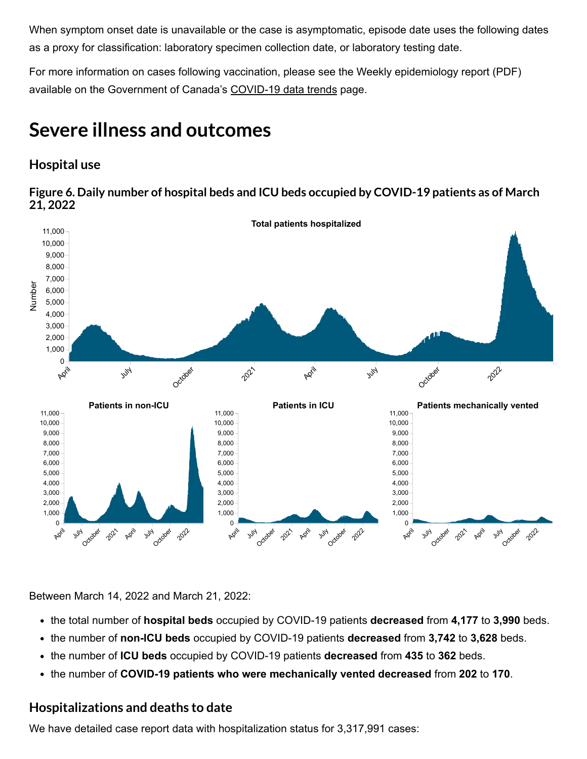When symptom onset date is unavailable or the case is asymptomatic, episode date uses the following dates as a proxy for classification: laboratory specimen collection date, or laboratory testing date.

For more information on cases following vaccination, please see the Weekly epidemiology report (PDF) available on the Government of Canada's COVID-19 data trends page.

# Severe illness and outcomes

## Hospital use

### Figure 6. Daily number of hospital beds and ICU beds occupied by COVID-19 patients as of March 21, 2022

Between March 14, 2022 and March 21, 2022:

- the total number of **hospital beds** occupied by COVID-19 patients **decreased** from **4,177** to **3,990** beds.
- the number of **non-ICU beds** occupied by COVID-19 patients **decreased** from **3,742** to **3,628** beds.
- the number of **ICU beds** occupied by COVID-19 patients **decreased** from **435** to **362** beds.
- the number of **COVID-19 patients who were mechanically vented decreased** from **202** to **170**.

## Hospitalizations and deaths to date

We have detailed case report data with hospitalization status for 3,317,991 cases: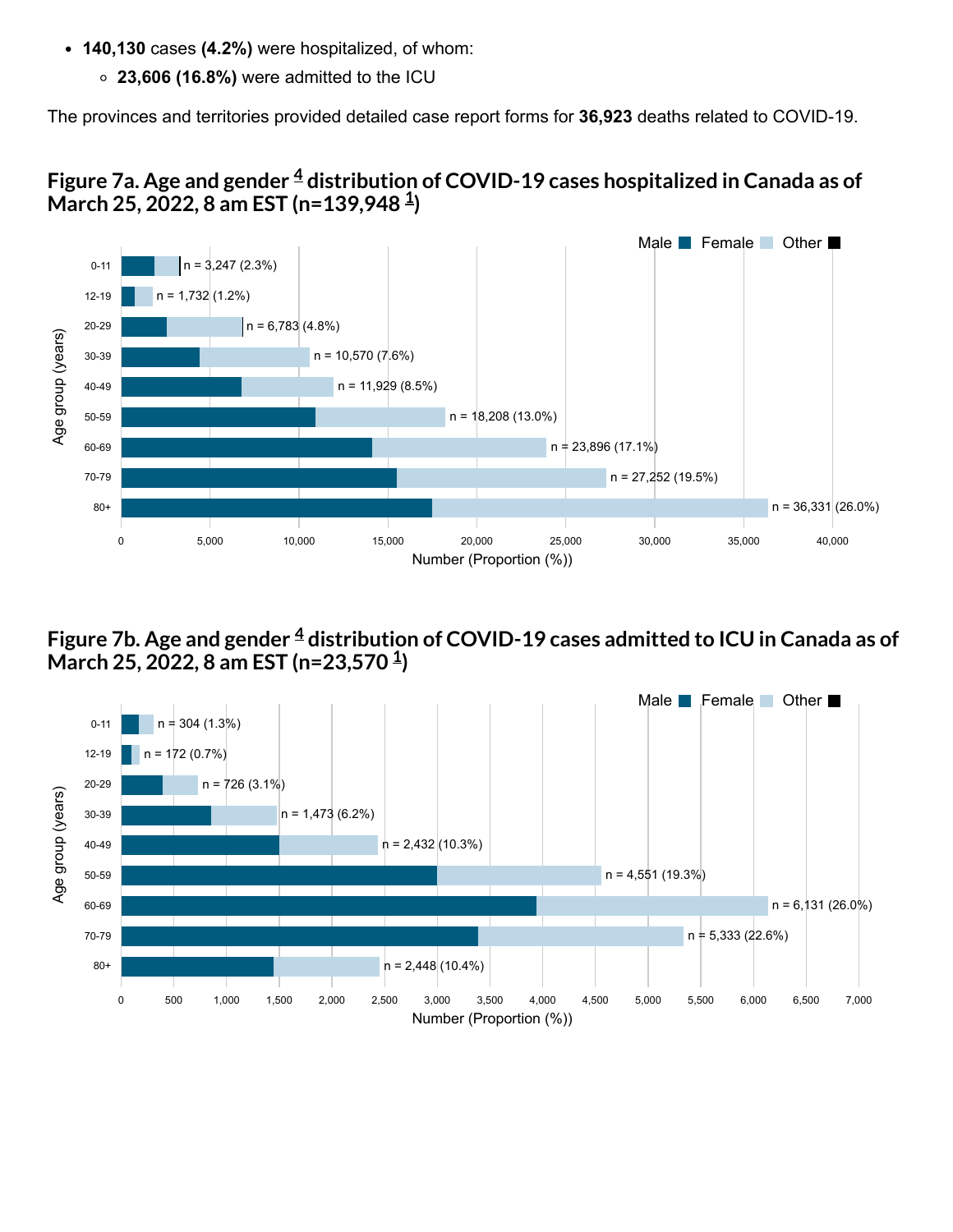- **140,130** cases **(4.2%)** were hospitalized, of whom:
  - **23,606 (16.8%)** were admitted to the ICU

The provinces and territories provided detailed case report forms for **36,923** deaths related to COVID-19.

## Figure 7a. Age and gender [4] distribution of COVID-19 cases hospitalized in Canada as of March 25, 2022, 8 am EST (n=139,948 [1])

| Age group (years) | Number (Proportion (%)) |
|---|---|
| 0-11 | n = 3,247 (2.3%) |
| 12-19 | n = 1,732 (1.2%) |
| 20-29 | n = 6,783 (4.8%) |
| 30-39 | n = 10,570 (7.6%) |
| 40-49 | n = 11,929 (8.5%) |
| 50-59 | n = 18,208 (13.0%) |
| 60-69 | n = 23,896 (17.1%) |
| 70-79 | n = 27,252 (19.5%) |
| 80+ | n = 36,331 (26.0%) |

Legend: Male, Female, Other

## Figure 7b. Age and gender [4] distribution of COVID-19 cases admitted to ICU in Canada as of March 25, 2022, 8 am EST (n=23,570 [1])

| Age group (years) | Number (Proportion (%)) |
|---|---|
| 0-11 | n = 304 (1.3%) |
| 12-19 | n = 172 (0.7%) |
| 20-29 | n = 726 (3.1%) |
| 30-39 | n = 1,473 (6.2%) |
| 40-49 | n = 2,432 (10.3%) |
| 50-59 | n = 4,551 (19.3%) |
| 60-69 | n = 6,131 (26.0%) |
| 70-79 | n = 5,333 (22.6%) |
| 80+ | n = 2,448 (10.4%) |

Legend: Male, Female, Other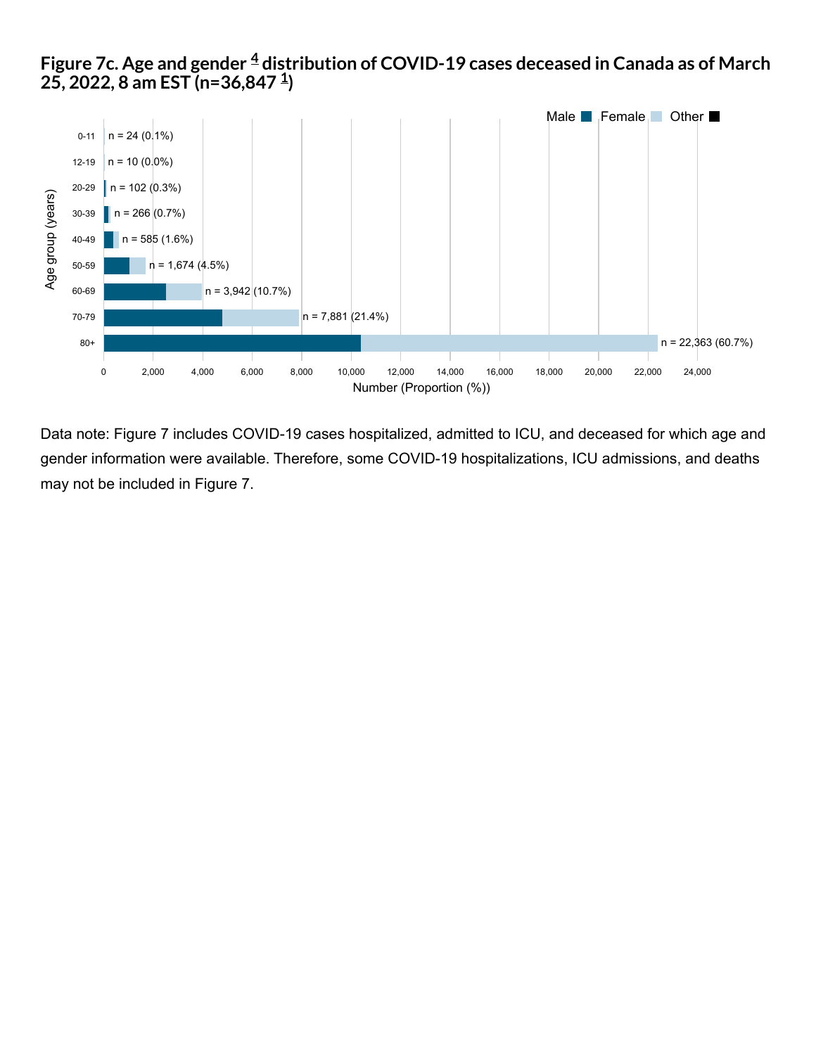## Figure 7c. Age and gender [4] distribution of COVID-19 cases deceased in Canada as of March 25, 2022, 8 am EST (n=36,847 [1])

| Age group (years) | Number (Proportion (%)) |
|---|---|
| 0-11 | n = 24 (0.1%) |
| 12-19 | n = 10 (0.0%) |
| 20-29 | n = 102 (0.3%) |
| 30-39 | n = 266 (0.7%) |
| 40-49 | n = 585 (1.6%) |
| 50-59 | n = 1,674 (4.5%) |
| 60-69 | n = 3,942 (10.7%) |
| 70-79 | n = 7,881 (21.4%) |
| 80+ | n = 22,363 (60.7%) |

Legend: Male, Female, Other

Data note: Figure 7 includes COVID-19 cases hospitalized, admitted to ICU, and deceased for which age and gender information were available. Therefore, some COVID-19 hospitalizations, ICU admissions, and deaths may not be included in Figure 7.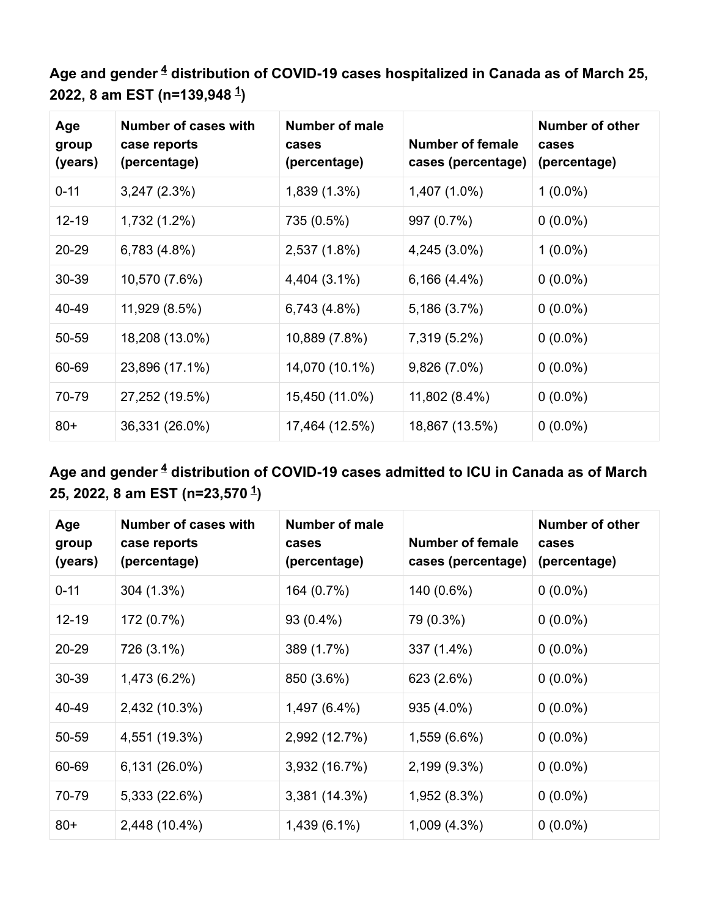### Age and gender [4] distribution of COVID-19 cases hospitalized in Canada as of March 25, 2022, 8 am EST (n=139,948 [1])

| Age group (years) | Number of cases with case reports (percentage) | Number of male cases (percentage) | Number of female cases (percentage) | Number of other cases (percentage) |
|---|---|---|---|---|
| 0-11 | 3,247 (2.3%) | 1,839 (1.3%) | 1,407 (1.0%) | 1 (0.0%) |
| 12-19 | 1,732 (1.2%) | 735 (0.5%) | 997 (0.7%) | 0 (0.0%) |
| 20-29 | 6,783 (4.8%) | 2,537 (1.8%) | 4,245 (3.0%) | 1 (0.0%) |
| 30-39 | 10,570 (7.6%) | 4,404 (3.1%) | 6,166 (4.4%) | 0 (0.0%) |
| 40-49 | 11,929 (8.5%) | 6,743 (4.8%) | 5,186 (3.7%) | 0 (0.0%) |
| 50-59 | 18,208 (13.0%) | 10,889 (7.8%) | 7,319 (5.2%) | 0 (0.0%) |
| 60-69 | 23,896 (17.1%) | 14,070 (10.1%) | 9,826 (7.0%) | 0 (0.0%) |
| 70-79 | 27,252 (19.5%) | 15,450 (11.0%) | 11,802 (8.4%) | 0 (0.0%) |
| 80+ | 36,331 (26.0%) | 17,464 (12.5%) | 18,867 (13.5%) | 0 (0.0%) |

### Age and gender [4] distribution of COVID-19 cases admitted to ICU in Canada as of March 25, 2022, 8 am EST (n=23,570 [1])

| Age group (years) | Number of cases with case reports (percentage) | Number of male cases (percentage) | Number of female cases (percentage) | Number of other cases (percentage) |
|---|---|---|---|---|
| 0-11 | 304 (1.3%) | 164 (0.7%) | 140 (0.6%) | 0 (0.0%) |
| 12-19 | 172 (0.7%) | 93 (0.4%) | 79 (0.3%) | 0 (0.0%) |
| 20-29 | 726 (3.1%) | 389 (1.7%) | 337 (1.4%) | 0 (0.0%) |
| 30-39 | 1,473 (6.2%) | 850 (3.6%) | 623 (2.6%) | 0 (0.0%) |
| 40-49 | 2,432 (10.3%) | 1,497 (6.4%) | 935 (4.0%) | 0 (0.0%) |
| 50-59 | 4,551 (19.3%) | 2,992 (12.7%) | 1,559 (6.6%) | 0 (0.0%) |
| 60-69 | 6,131 (26.0%) | 3,932 (16.7%) | 2,199 (9.3%) | 0 (0.0%) |
| 70-79 | 5,333 (22.6%) | 3,381 (14.3%) | 1,952 (8.3%) | 0 (0.0%) |
| 80+ | 2,448 (10.4%) | 1,439 (6.1%) | 1,009 (4.3%) | 0 (0.0%) |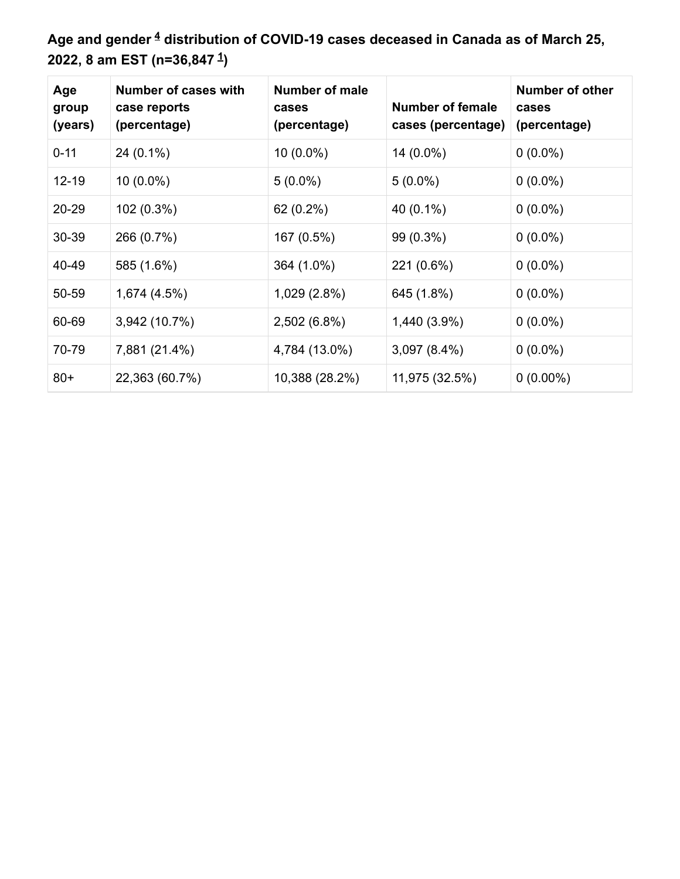### Age and gender [4] distribution of COVID-19 cases deceased in Canada as of March 25, 2022, 8 am EST (n=36,847 [1])

| Age group (years) | Number of cases with case reports (percentage) | Number of male cases (percentage) | Number of female cases (percentage) | Number of other cases (percentage) |
|---|---|---|---|---|
| 0-11 | 24 (0.1%) | 10 (0.0%) | 14 (0.0%) | 0 (0.0%) |
| 12-19 | 10 (0.0%) | 5 (0.0%) | 5 (0.0%) | 0 (0.0%) |
| 20-29 | 102 (0.3%) | 62 (0.2%) | 40 (0.1%) | 0 (0.0%) |
| 30-39 | 266 (0.7%) | 167 (0.5%) | 99 (0.3%) | 0 (0.0%) |
| 40-49 | 585 (1.6%) | 364 (1.0%) | 221 (0.6%) | 0 (0.0%) |
| 50-59 | 1,674 (4.5%) | 1,029 (2.8%) | 645 (1.8%) | 0 (0.0%) |
| 60-69 | 3,942 (10.7%) | 2,502 (6.8%) | 1,440 (3.9%) | 0 (0.0%) |
| 70-79 | 7,881 (21.4%) | 4,784 (13.0%) | 3,097 (8.4%) | 0 (0.0%) |
| 80+ | 22,363 (60.7%) | 10,388 (28.2%) | 11,975 (32.5%) | 0 (0.00%) |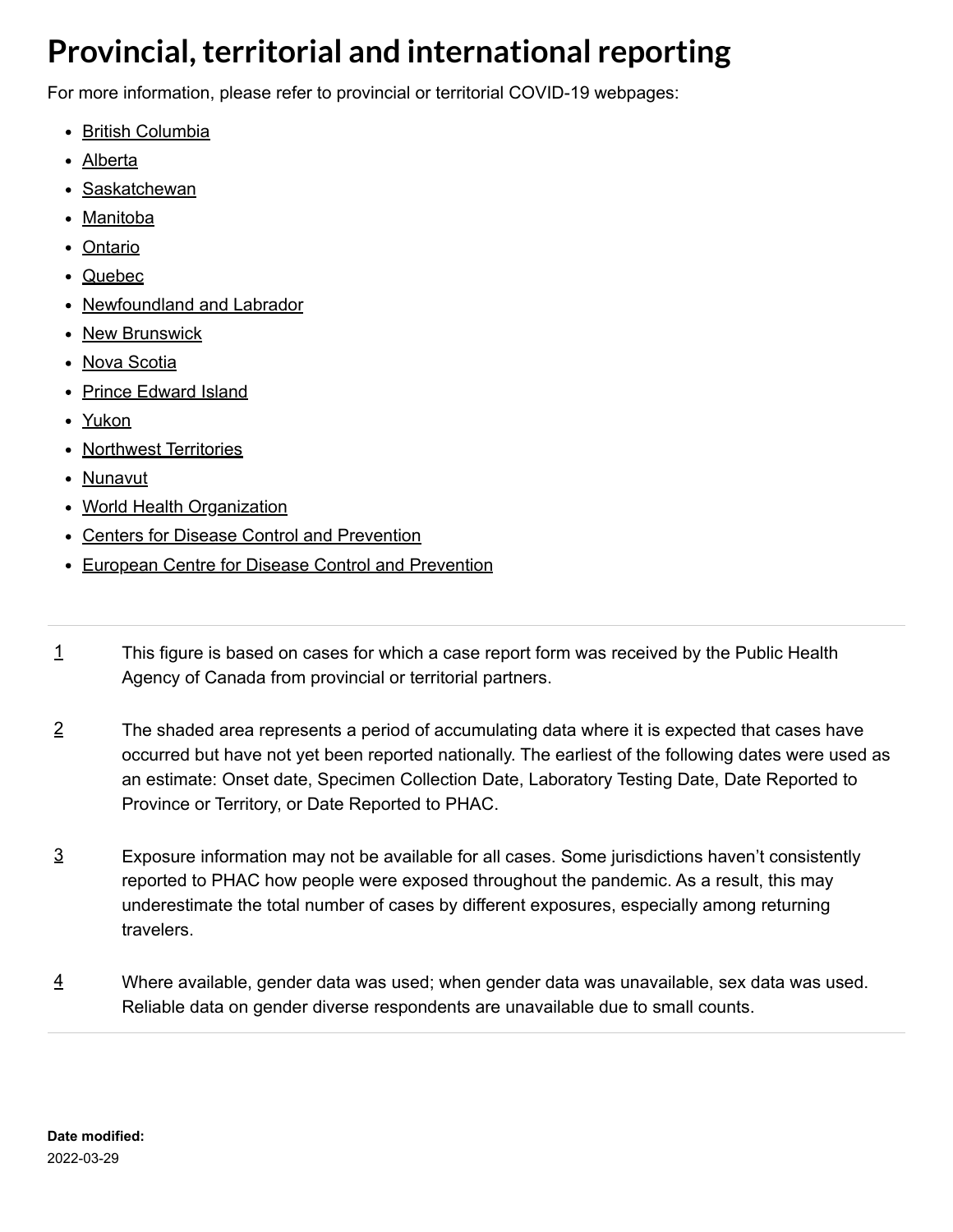# Provincial, territorial and international reporting

For more information, please refer to provincial or territorial COVID-19 webpages:

- British Columbia
- Alberta
- Saskatchewan
- Manitoba
- Ontario
- Quebec
- Newfoundland and Labrador
- New Brunswick
- Nova Scotia
- Prince Edward Island
- Yukon
- Northwest Territories
- Nunavut
- World Health Organization
- Centers for Disease Control and Prevention
- European Centre for Disease Control and Prevention

---

1 This figure is based on cases for which a case report form was received by the Public Health Agency of Canada from provincial or territorial partners.

2 The shaded area represents a period of accumulating data where it is expected that cases have occurred but have not yet been reported nationally. The earliest of the following dates were used as an estimate: Onset date, Specimen Collection Date, Laboratory Testing Date, Date Reported to Province or Territory, or Date Reported to PHAC.

3 Exposure information may not be available for all cases. Some jurisdictions haven't consistently reported to PHAC how people were exposed throughout the pandemic. As a result, this may underestimate the total number of cases by different exposures, especially among returning travelers.

4 Where available, gender data was used; when gender data was unavailable, sex data was used. Reliable data on gender diverse respondents are unavailable due to small counts.

---

**Date modified:**
2022-03-29